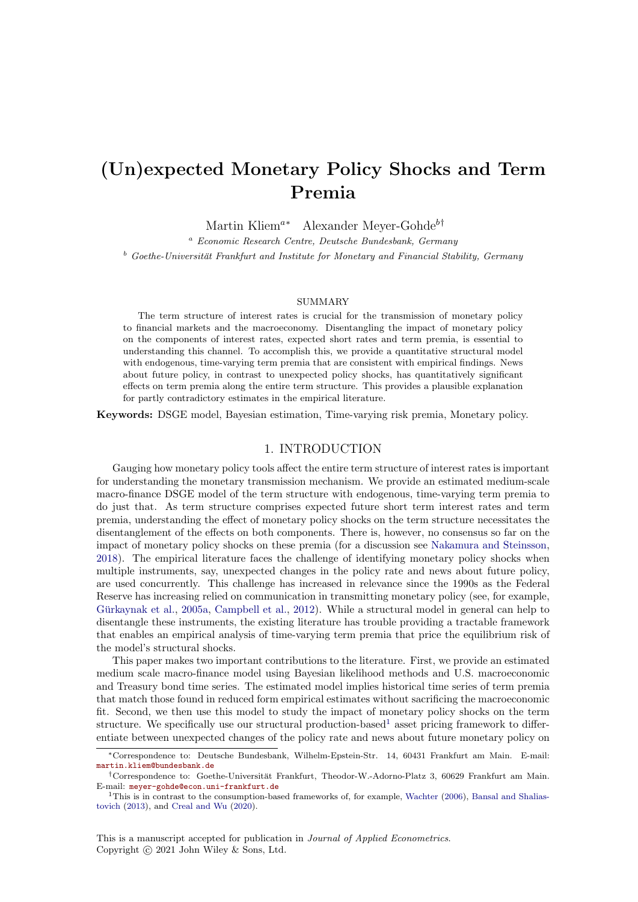# (Un)expected Monetary Policy Shocks and Term Premia

Martin Kliem[a*] Alexander Meyer-Gohde[b†]

[a] *Economic Research Centre, Deutsche Bundesbank, Germany*

[b] *Goethe-Universität Frankfurt and Institute for Monetary and Financial Stability, Germany*

## SUMMARY

The term structure of interest rates is crucial for the transmission of monetary policy to financial markets and the macroeconomy. Disentangling the impact of monetary policy on the components of interest rates, expected short rates and term premia, is essential to understanding this channel. To accomplish this, we provide a quantitative structural model with endogenous, time-varying term premia that are consistent with empirical findings. News about future policy, in contrast to unexpected policy shocks, has quantitatively significant effects on term premia along the entire term structure. This provides a plausible explanation for partly contradictory estimates in the empirical literature.

**Keywords:** DSGE model, Bayesian estimation, Time-varying risk premia, Monetary policy.

## 1. INTRODUCTION

Gauging how monetary policy tools affect the entire term structure of interest rates is important for understanding the monetary transmission mechanism. We provide an estimated medium-scale macro-finance DSGE model of the term structure with endogenous, time-varying term premia to do just that. As term structure comprises expected future short term interest rates and term premia, understanding the effect of monetary policy shocks on the term structure necessitates the disentanglement of the effects on both components. There is, however, no consensus so far on the impact of monetary policy shocks on these premia (for a discussion see Nakamura and Steinsson, 2018). The empirical literature faces the challenge of identifying monetary policy shocks when multiple instruments, say, unexpected changes in the policy rate and news about future policy, are used concurrently. This challenge has increased in relevance since the 1990s as the Federal Reserve has increasing relied on communication in transmitting monetary policy (see, for example, Gürkaynak et al., 2005a, Campbell et al., 2012). While a structural model in general can help to disentangle these instruments, the existing literature has trouble providing a tractable framework that enables an empirical analysis of time-varying term premia that price the equilibrium risk of the model's structural shocks.

This paper makes two important contributions to the literature. First, we provide an estimated medium scale macro-finance model using Bayesian likelihood methods and U.S. macroeconomic and Treasury bond time series. The estimated model implies historical time series of term premia that match those found in reduced form empirical estimates without sacrificing the macroeconomic fit. Second, we then use this model to study the impact of monetary policy shocks on the term structure. We specifically use our structural production-based[1] asset pricing framework to differentiate between unexpected changes of the policy rate and news about future monetary policy on

---

*Correspondence to: Deutsche Bundesbank, Wilhelm-Epstein-Str. 14, 60431 Frankfurt am Main. E-mail: martin.kliem@bundesbank.de

†Correspondence to: Goethe-Universität Frankfurt, Theodor-W.-Adorno-Platz 3, 60629 Frankfurt am Main. E-mail: meyer-gohde@econ.uni-frankfurt.de

[1] This is in contrast to the consumption-based frameworks of, for example, Wachter (2006), Bansal and Shaliastovich (2013), and Creal and Wu (2020).

This is a manuscript accepted for publication in *Journal of Applied Econometrics*.
Copyright © 2021 John Wiley & Sons, Ltd.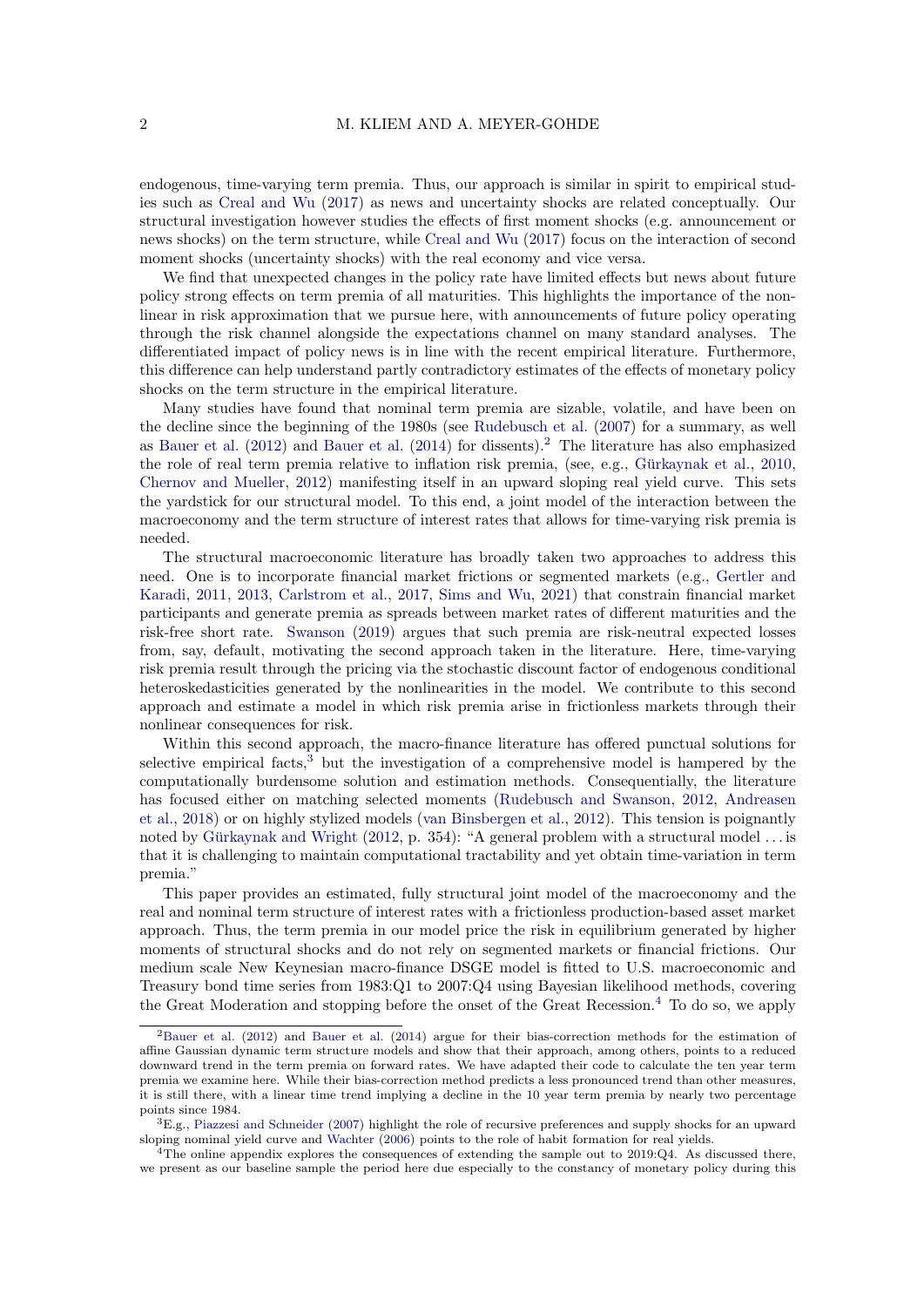endogenous, time-varying term premia. Thus, our approach is similar in spirit to empirical studies such as Creal and Wu (2017) as news and uncertainty shocks are related conceptually. Our structural investigation however studies the effects of first moment shocks (e.g. announcement or news shocks) on the term structure, while Creal and Wu (2017) focus on the interaction of second moment shocks (uncertainty shocks) with the real economy and vice versa.

We find that unexpected changes in the policy rate have limited effects but news about future policy strong effects on term premia of all maturities. This highlights the importance of the nonlinear in risk approximation that we pursue here, with announcements of future policy operating through the risk channel alongside the expectations channel on many standard analyses. The differentiated impact of policy news is in line with the recent empirical literature. Furthermore, this difference can help understand partly contradictory estimates of the effects of monetary policy shocks on the term structure in the empirical literature.

Many studies have found that nominal term premia are sizable, volatile, and have been on the decline since the beginning of the 1980s (see Rudebusch et al. (2007) for a summary, as well as Bauer et al. (2012) and Bauer et al. (2014) for dissents).[2] The literature has also emphasized the role of real term premia relative to inflation risk premia, (see, e.g., Gürkaynak et al., 2010, Chernov and Mueller, 2012) manifesting itself in an upward sloping real yield curve. This sets the yardstick for our structural model. To this end, a joint model of the interaction between the macroeconomy and the term structure of interest rates that allows for time-varying risk premia is needed.

The structural macroeconomic literature has broadly taken two approaches to address this need. One is to incorporate financial market frictions or segmented markets (e.g., Gertler and Karadi, 2011, 2013, Carlstrom et al., 2017, Sims and Wu, 2021) that constrain financial market participants and generate premia as spreads between market rates of different maturities and the risk-free short rate. Swanson (2019) argues that such premia are risk-neutral expected losses from, say, default, motivating the second approach taken in the literature. Here, time-varying risk premia result through the pricing via the stochastic discount factor of endogenous conditional heteroskedasticities generated by the nonlinearities in the model. We contribute to this second approach and estimate a model in which risk premia arise in frictionless markets through their nonlinear consequences for risk.

Within this second approach, the macro-finance literature has offered punctual solutions for selective empirical facts,[3] but the investigation of a comprehensive model is hampered by the computationally burdensome solution and estimation methods. Consequentially, the literature has focused either on matching selected moments (Rudebusch and Swanson, 2012, Andreasen et al., 2018) or on highly stylized models (van Binsbergen et al., 2012). This tension is poignantly noted by Gürkaynak and Wright (2012, p. 354): "A general problem with a structural model ... is that it is challenging to maintain computational tractability and yet obtain time-variation in term premia."

This paper provides an estimated, fully structural joint model of the macroeconomy and the real and nominal term structure of interest rates with a frictionless production-based asset market approach. Thus, the term premia in our model price the risk in equilibrium generated by higher moments of structural shocks and do not rely on segmented markets or financial frictions. Our medium scale New Keynesian macro-finance DSGE model is fitted to U.S. macroeconomic and Treasury bond time series from 1983:Q1 to 2007:Q4 using Bayesian likelihood methods, covering the Great Moderation and stopping before the onset of the Great Recession.[4] To do so, we apply

[2] Bauer et al. (2012) and Bauer et al. (2014) argue for their bias-correction methods for the estimation of affine Gaussian dynamic term structure models and show that their approach, among others, points to a reduced downward trend in the term premia on forward rates. We have adapted their code to calculate the ten year term premia we examine here. While their bias-correction method predicts a less pronounced trend than other measures, it is still there, with a linear time trend implying a decline in the 10 year term premia by nearly two percentage points since 1984.

[3] E.g., Piazzesi and Schneider (2007) highlight the role of recursive preferences and supply shocks for an upward sloping nominal yield curve and Wachter (2006) points to the role of habit formation for real yields.

[4] The online appendix explores the consequences of extending the sample out to 2019:Q4. As discussed there, we present as our baseline sample the period here due especially to the constancy of monetary policy during this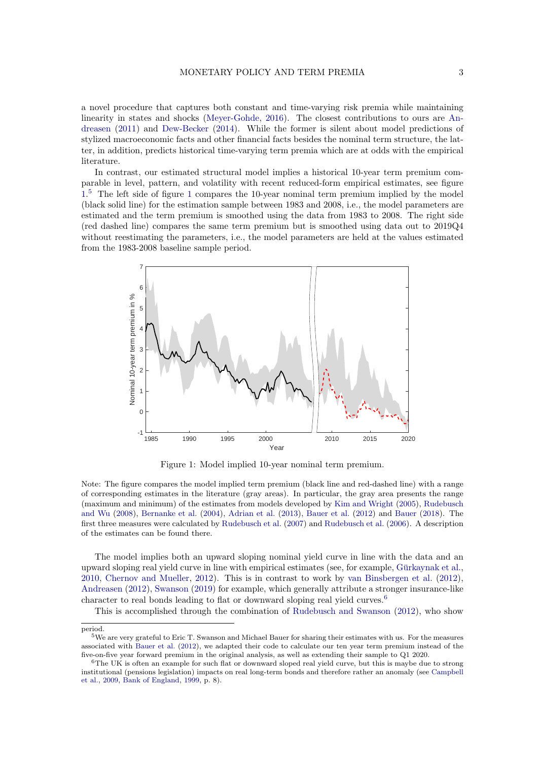a novel procedure that captures both constant and time-varying risk premia while maintaining linearity in states and shocks (Meyer-Gohde, 2016). The closest contributions to ours are Andreasen (2011) and Dew-Becker (2014). While the former is silent about model predictions of stylized macroeconomic facts and other financial facts besides the nominal term structure, the latter, in addition, predicts historical time-varying term premia which are at odds with the empirical literature.

In contrast, our estimated structural model implies a historical 10-year term premium comparable in level, pattern, and volatility with recent reduced-form empirical estimates, see figure 1.[5] The left side of figure 1 compares the 10-year nominal term premium implied by the model (black solid line) for the estimation sample between 1983 and 2008, i.e., the model parameters are estimated and the term premium is smoothed using the data from 1983 to 2008. The right side (red dashed line) compares the same term premium but is smoothed using data out to 2019Q4 without reestimating the parameters, i.e., the model parameters are held at the values estimated from the 1983-2008 baseline sample period.

Figure 1: Model implied 10-year nominal term premium.

Note: The figure compares the model implied term premium (black line and red-dashed line) with a range of corresponding estimates in the literature (gray areas). In particular, the gray area presents the range (maximum and minimum) of the estimates from models developed by Kim and Wright (2005), Rudebusch and Wu (2008), Bernanke et al. (2004), Adrian et al. (2013), Bauer et al. (2012) and Bauer (2018). The first three measures were calculated by Rudebusch et al. (2007) and Rudebusch et al. (2006). A description of the estimates can be found there.

The model implies both an upward sloping nominal yield curve in line with the data and an upward sloping real yield curve in line with empirical estimates (see, for example, Gürkaynak et al., 2010, Chernov and Mueller, 2012). This is in contrast to work by van Binsbergen et al. (2012), Andreasen (2012), Swanson (2019) for example, which generally attribute a stronger insurance-like character to real bonds leading to flat or downward sloping real yield curves.[6]

This is accomplished through the combination of Rudebusch and Swanson (2012), who show

period.

[5] We are very grateful to Eric T. Swanson and Michael Bauer for sharing their estimates with us. For the measures associated with Bauer et al. (2012), we adapted their code to calculate our ten year term premium instead of the five-on-five year forward premium in the original analysis, as well as extending their sample to Q1 2020.

[6] The UK is often an example for such flat or downward sloped real yield curve, but this is maybe due to strong institutional (pensions legislation) impacts on real long-term bonds and therefore rather an anomaly (see Campbell et al., 2009, Bank of England, 1999, p. 8).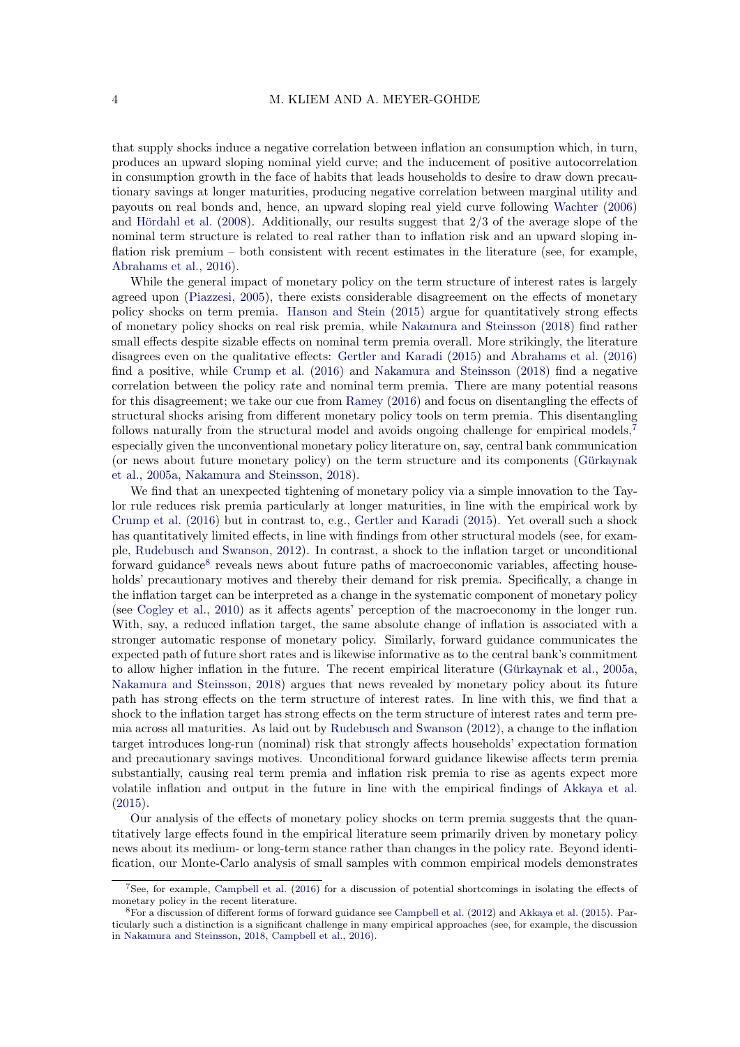that supply shocks induce a negative correlation between inflation an consumption which, in turn, produces an upward sloping nominal yield curve; and the inducement of positive autocorrelation in consumption growth in the face of habits that leads households to desire to draw down precautionary savings at longer maturities, producing negative correlation between marginal utility and payouts on real bonds and, hence, an upward sloping real yield curve following Wachter (2006) and Hördahl et al. (2008). Additionally, our results suggest that 2/3 of the average slope of the nominal term structure is related to real rather than to inflation risk and an upward sloping inflation risk premium – both consistent with recent estimates in the literature (see, for example, Abrahams et al., 2016).

While the general impact of monetary policy on the term structure of interest rates is largely agreed upon (Piazzesi, 2005), there exists considerable disagreement on the effects of monetary policy shocks on term premia. Hanson and Stein (2015) argue for quantitatively strong effects of monetary policy shocks on real risk premia, while Nakamura and Steinsson (2018) find rather small effects despite sizable effects on nominal term premia overall. More strikingly, the literature disagrees even on the qualitative effects: Gertler and Karadi (2015) and Abrahams et al. (2016) find a positive, while Crump et al. (2016) and Nakamura and Steinsson (2018) find a negative correlation between the policy rate and nominal term premia. There are many potential reasons for this disagreement; we take our cue from Ramey (2016) and focus on disentangling the effects of structural shocks arising from different monetary policy tools on term premia. This disentangling follows naturally from the structural model and avoids ongoing challenge for empirical models,[7] especially given the unconventional monetary policy literature on, say, central bank communication (or news about future monetary policy) on the term structure and its components (Gürkaynak et al., 2005a, Nakamura and Steinsson, 2018).

We find that an unexpected tightening of monetary policy via a simple innovation to the Taylor rule reduces risk premia particularly at longer maturities, in line with the empirical work by Crump et al. (2016) but in contrast to, e.g., Gertler and Karadi (2015). Yet overall such a shock has quantitatively limited effects, in line with findings from other structural models (see, for example, Rudebusch and Swanson, 2012). In contrast, a shock to the inflation target or unconditional forward guidance[8] reveals news about future paths of macroeconomic variables, affecting households' precautionary motives and thereby their demand for risk premia. Specifically, a change in the inflation target can be interpreted as a change in the systematic component of monetary policy (see Cogley et al., 2010) as it affects agents' perception of the macroeconomy in the longer run. With, say, a reduced inflation target, the same absolute change of inflation is associated with a stronger automatic response of monetary policy. Similarly, forward guidance communicates the expected path of future short rates and is likewise informative as to the central bank's commitment to allow higher inflation in the future. The recent empirical literature (Gürkaynak et al., 2005a, Nakamura and Steinsson, 2018) argues that news revealed by monetary policy about its future path has strong effects on the term structure of interest rates. In line with this, we find that a shock to the inflation target has strong effects on the term structure of interest rates and term premia across all maturities. As laid out by Rudebusch and Swanson (2012), a change to the inflation target introduces long-run (nominal) risk that strongly affects households' expectation formation and precautionary savings motives. Unconditional forward guidance likewise affects term premia substantially, causing real term premia and inflation risk premia to rise as agents expect more volatile inflation and output in the future in line with the empirical findings of Akkaya et al. (2015).

Our analysis of the effects of monetary policy shocks on term premia suggests that the quantitatively large effects found in the empirical literature seem primarily driven by monetary policy news about its medium- or long-term stance rather than changes in the policy rate. Beyond identification, our Monte-Carlo analysis of small samples with common empirical models demonstrates

---

[7]See, for example, Campbell et al. (2016) for a discussion of potential shortcomings in isolating the effects of monetary policy in the recent literature.

[8]For a discussion of different forms of forward guidance see Campbell et al. (2012) and Akkaya et al. (2015). Particularly such a distinction is a significant challenge in many empirical approaches (see, for example, the discussion in Nakamura and Steinsson, 2018, Campbell et al., 2016).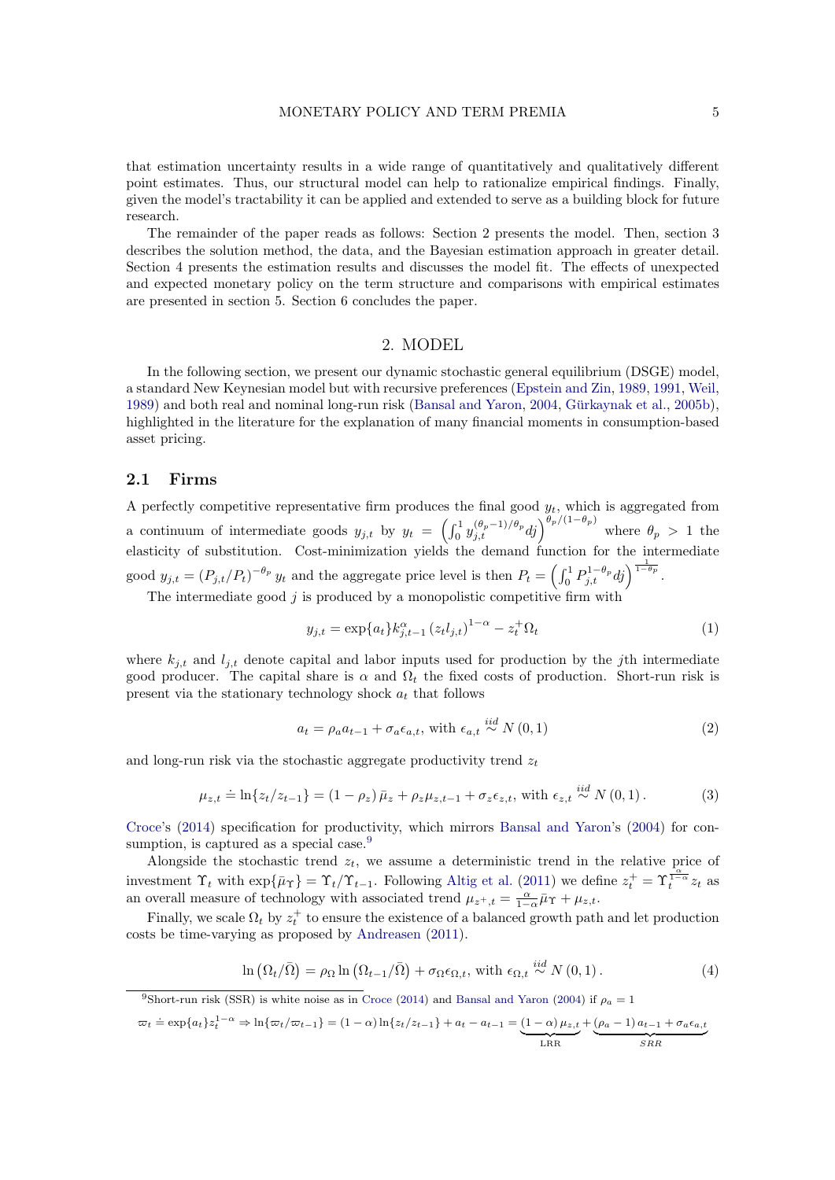that estimation uncertainty results in a wide range of quantitatively and qualitatively different point estimates. Thus, our structural model can help to rationalize empirical findings. Finally, given the model's tractability it can be applied and extended to serve as a building block for future research.

The remainder of the paper reads as follows: Section 2 presents the model. Then, section 3 describes the solution method, the data, and the Bayesian estimation approach in greater detail. Section 4 presents the estimation results and discusses the model fit. The effects of unexpected and expected monetary policy on the term structure and comparisons with empirical estimates are presented in section 5. Section 6 concludes the paper.

## 2. MODEL

In the following section, we present our dynamic stochastic general equilibrium (DSGE) model, a standard New Keynesian model but with recursive preferences (Epstein and Zin, 1989, 1991, Weil, 1989) and both real and nominal long-run risk (Bansal and Yaron, 2004, Gürkaynak et al., 2005b), highlighted in the literature for the explanation of many financial moments in consumption-based asset pricing.

### 2.1 Firms

A perfectly competitive representative firm produces the final good $y_t$, which is aggregated from a continuum of intermediate goods $y_{j,t}$ by $y_t = \left(\int_0^1 y_{j,t}^{(\theta_p-1)/\theta_p} dj\right)^{\theta_p/(1-\theta_p)}$ where $\theta_p > 1$ the elasticity of substitution. Cost-minimization yields the demand function for the intermediate good $y_{j,t} = \left(P_{j,t}/P_t\right)^{-\theta_p} y_t$ and the aggregate price level is then $P_t = \left(\int_0^1 P_{j,t}^{1-\theta_p} dj\right)^{\frac{1}{1-\theta_p}}$.

The intermediate good $j$ is produced by a monopolistic competitive firm with

$$y_{j,t} = \exp\{a_t\} k_{j,t-1}^{\alpha} \left(z_t l_{j,t}\right)^{1-\alpha} - z_t^{+} \Omega_t \tag{1}$$

where $k_{j,t}$ and $l_{j,t}$ denote capital and labor inputs used for production by the $j$th intermediate good producer. The capital share is $\alpha$ and $\Omega_t$ the fixed costs of production. Short-run risk is present via the stationary technology shock $a_t$ that follows

$$a_t = \rho_a a_{t-1} + \sigma_a \epsilon_{a,t}, \text{ with } \epsilon_{a,t} \overset{iid}{\sim} N(0,1) \tag{2}$$

and long-run risk via the stochastic aggregate productivity trend $z_t$

$$\mu_{z,t} \doteq \ln\{z_t/z_{t-1}\} = (1-\rho_z)\,\bar{\mu}_z + \rho_z \mu_{z,t-1} + \sigma_z \epsilon_{z,t}, \text{ with } \epsilon_{z,t} \overset{iid}{\sim} N(0,1). \tag{3}$$

Croce's (2014) specification for productivity, which mirrors Bansal and Yaron's (2004) for consumption, is captured as a special case.[9]

Alongside the stochastic trend $z_t$, we assume a deterministic trend in the relative price of investment $\Upsilon_t$ with $\exp\{\bar{\mu}_\Upsilon\} = \Upsilon_t/\Upsilon_{t-1}$. Following Altig et al. (2011) we define $z_t^{+} = \Upsilon_t^{\frac{\alpha}{1-\alpha}} z_t$ as an overall measure of technology with associated trend $\mu_{z^+,t} = \frac{\alpha}{1-\alpha}\bar{\mu}_\Upsilon + \mu_{z,t}$.

Finally, we scale $\Omega_t$ by $z_t^{+}$ to ensure the existence of a balanced growth path and let production costs be time-varying as proposed by Andreasen (2011).

$$\ln\left(\Omega_t/\bar{\Omega}\right) = \rho_\Omega \ln\left(\Omega_{t-1}/\bar{\Omega}\right) + \sigma_\Omega \epsilon_{\Omega,t}, \text{ with } \epsilon_{\Omega,t} \overset{iid}{\sim} N(0,1). \tag{4}$$

---

[9] Short-run risk (SSR) is white noise as in Croce (2014) and Bansal and Yaron (2004) if $\rho_a = 1$

$\varpi_t \doteq \exp\{a_t\} z_t^{1-\alpha} \Rightarrow \ln\{\varpi_t/\varpi_{t-1}\} = (1-\alpha)\ln\{z_t/z_{t-1}\} + a_t - a_{t-1} = \underbrace{(1-\alpha)\,\mu_{z,t}}_{\text{LRR}} + \underbrace{(\rho_a - 1)\,a_{t-1} + \sigma_a \epsilon_{a,t}}_{SRR}$.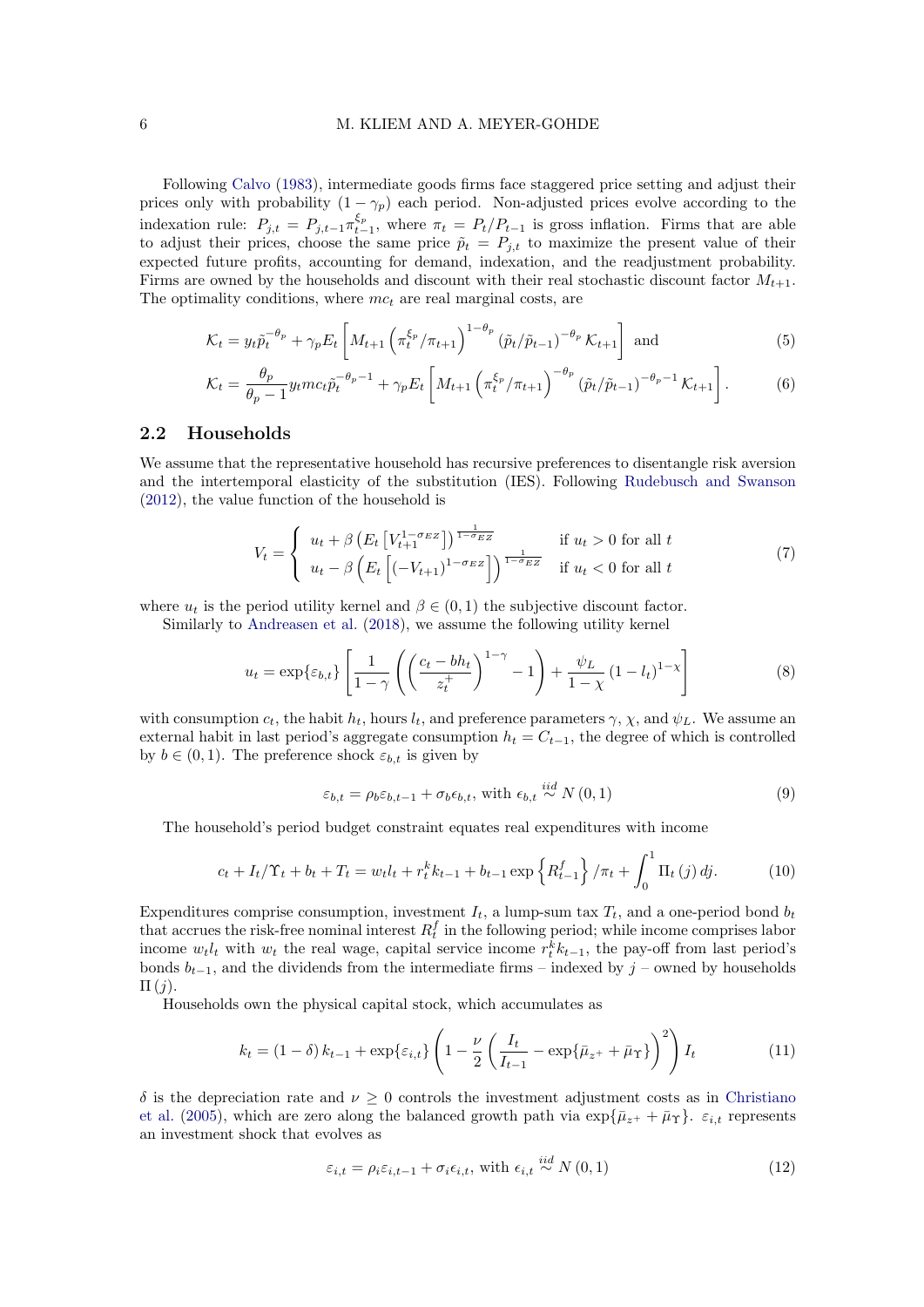Following Calvo (1983), intermediate goods firms face staggered price setting and adjust their prices only with probability $(1-\gamma_p)$ each period. Non-adjusted prices evolve according to the indexation rule: $P_{j,t} = P_{j,t-1}\pi_{t-1}^{\xi_p}$, where $\pi_t = P_t/P_{t-1}$ is gross inflation. Firms that are able to adjust their prices, choose the same price $\tilde{p}_t = P_{j,t}$ to maximize the present value of their expected future profits, accounting for demand, indexation, and the readjustment probability. Firms are owned by the households and discount with their real stochastic discount factor $M_{t+1}$. The optimality conditions, where $mc_t$ are real marginal costs, are

$$\mathcal{K}_t = y_t \tilde{p}_t^{-\theta_p} + \gamma_p E_t \left[ M_{t+1} \left( \pi_t^{\xi_p}/\pi_{t+1} \right)^{1-\theta_p} \left( \tilde{p}_t/\tilde{p}_{t-1} \right)^{-\theta_p} \mathcal{K}_{t+1} \right] \text{ and} \tag{5}$$

$$\mathcal{K}_t = \frac{\theta_p}{\theta_p - 1} y_t mc_t \tilde{p}_t^{-\theta_p - 1} + \gamma_p E_t \left[ M_{t+1} \left( \pi_t^{\xi_p}/\pi_{t+1} \right)^{-\theta_p} \left( \tilde{p}_t/\tilde{p}_{t-1} \right)^{-\theta_p - 1} \mathcal{K}_{t+1} \right]. \tag{6}$$

## 2.2 Households

We assume that the representative household has recursive preferences to disentangle risk aversion and the intertemporal elasticity of the substitution (IES). Following Rudebusch and Swanson (2012), the value function of the household is

$$V_t = \begin{cases} u_t + \beta \left( E_t \left[ V_{t+1}^{1-\sigma_{EZ}} \right] \right)^{\frac{1}{1-\sigma_{EZ}}} & \text{if } u_t > 0 \text{ for all } t \\ u_t - \beta \left( E_t \left[ (-V_{t+1})^{1-\sigma_{EZ}} \right] \right)^{\frac{1}{1-\sigma_{EZ}}} & \text{if } u_t < 0 \text{ for all } t \end{cases} \tag{7}$$

where $u_t$ is the period utility kernel and $\beta \in (0,1)$ the subjective discount factor.

Similarly to Andreasen et al. (2018), we assume the following utility kernel

$$u_t = \exp\{\varepsilon_{b,t}\} \left[ \frac{1}{1-\gamma} \left( \left( \frac{c_t - bh_t}{z_t^+} \right)^{1-\gamma} - 1 \right) + \frac{\psi_L}{1-\chi} \left( 1 - l_t \right)^{1-\chi} \right] \tag{8}$$

with consumption $c_t$, the habit $h_t$, hours $l_t$, and preference parameters $\gamma$, $\chi$, and $\psi_L$. We assume an external habit in last period's aggregate consumption $h_t = C_{t-1}$, the degree of which is controlled by $b \in (0,1)$. The preference shock $\varepsilon_{b,t}$ is given by

$$\varepsilon_{b,t} = \rho_b \varepsilon_{b,t-1} + \sigma_b \epsilon_{b,t}, \text{ with } \epsilon_{b,t} \overset{iid}{\sim} N(0,1) \tag{9}$$

The household's period budget constraint equates real expenditures with income

$$c_t + I_t/\Upsilon_t + b_t + T_t = w_t l_t + r_t^k k_{t-1} + b_{t-1} \exp\left\{ R_{t-1}^f \right\} / \pi_t + \int_0^1 \Pi_t(j)\, dj. \tag{10}$$

Expenditures comprise consumption, investment $I_t$, a lump-sum tax $T_t$, and a one-period bond $b_t$ that accrues the risk-free nominal interest $R_t^f$ in the following period; while income comprises labor income $w_t l_t$ with $w_t$ the real wage, capital service income $r_t^k k_{t-1}$, the pay-off from last period's bonds $b_{t-1}$, and the dividends from the intermediate firms – indexed by $j$ – owned by households $\Pi(j)$.

Households own the physical capital stock, which accumulates as

$$k_t = (1-\delta) k_{t-1} + \exp\{\varepsilon_{i,t}\} \left( 1 - \frac{\nu}{2} \left( \frac{I_t}{I_{t-1}} - \exp\{\bar{\mu}_{z^+} + \bar{\mu}_\Upsilon\} \right)^2 \right) I_t \tag{11}$$

$\delta$ is the depreciation rate and $\nu \geq 0$ controls the investment adjustment costs as in Christiano et al. (2005), which are zero along the balanced growth path via $\exp\{\bar{\mu}_{z^+} + \bar{\mu}_\Upsilon\}$. $\varepsilon_{i,t}$ represents an investment shock that evolves as

$$\varepsilon_{i,t} = \rho_i \varepsilon_{i,t-1} + \sigma_i \epsilon_{i,t}, \text{ with } \epsilon_{i,t} \overset{iid}{\sim} N(0,1) \tag{12}$$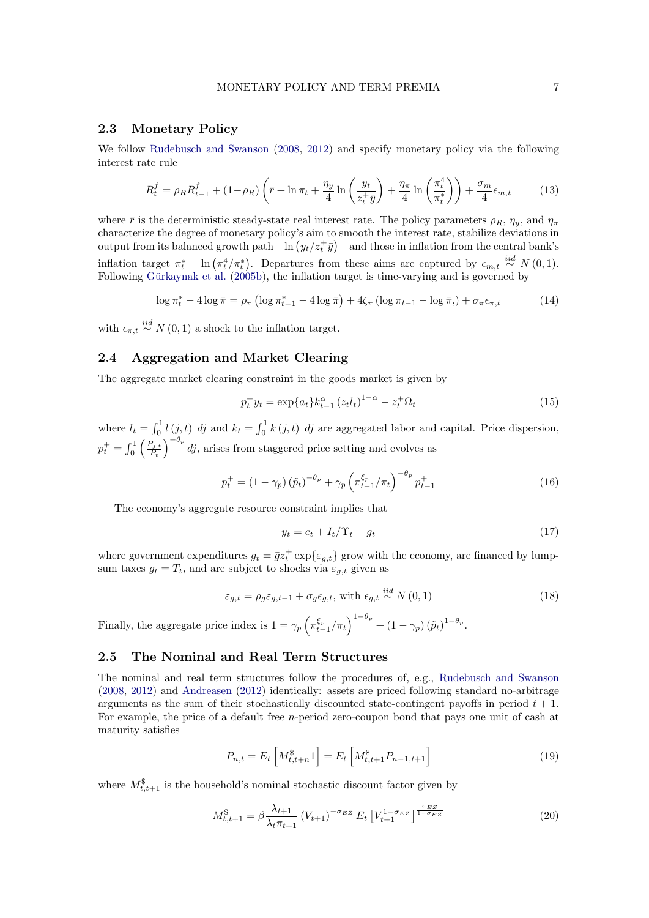### 2.3 Monetary Policy

We follow Rudebusch and Swanson (2008, 2012) and specify monetary policy via the following interest rate rule

$$R_t^f = \rho_R R_{t-1}^f + (1-\rho_R)\left(\bar{r} + \ln \pi_t + \frac{\eta_y}{4}\ln\left(\frac{y_t}{z_t^+ \bar{y}}\right) + \frac{\eta_\pi}{4}\ln\left(\frac{\pi_t^4}{\pi_t^*}\right)\right) + \frac{\sigma_m}{4}\epsilon_{m,t} \tag{13}$$

where $\bar{r}$ is the deterministic steady-state real interest rate. The policy parameters $\rho_R$, $\eta_y$, and $\eta_\pi$ characterize the degree of monetary policy's aim to smooth the interest rate, stabilize deviations in output from its balanced growth path – $\ln\left(y_t/z_t^+\bar{y}\right)$ – and those in inflation from the central bank's inflation target $\pi_t^*$ – $\ln\left(\pi_t^4/\pi_t^*\right)$. Departures from these aims are captured by $\epsilon_{m,t} \overset{iid}{\sim} N(0,1)$. Following Gürkaynak et al. (2005b), the inflation target is time-varying and is governed by

$$\log \pi_t^* - 4\log\bar{\pi} = \rho_\pi\left(\log \pi_{t-1}^* - 4\log\bar{\pi}\right) + 4\zeta_\pi\left(\log \pi_{t-1} - \log\bar{\pi},\right) + \sigma_\pi \epsilon_{\pi,t} \tag{14}$$

with $\epsilon_{\pi,t} \overset{iid}{\sim} N(0,1)$ a shock to the inflation target.

### 2.4 Aggregation and Market Clearing

The aggregate market clearing constraint in the goods market is given by

$$p_t^+ y_t = \exp\{a_t\} k_{t-1}^\alpha \left(z_t l_t\right)^{1-\alpha} - z_t^+ \Omega_t \tag{15}$$

where $l_t = \int_0^1 l(j,t)\ dj$ and $k_t = \int_0^1 k(j,t)\ dj$ are aggregated labor and capital. Price dispersion, $p_t^+ = \int_0^1 \left(\frac{P_{j,t}}{P_t}\right)^{-\theta_p} dj$, arises from staggered price setting and evolves as

$$p_t^+ = (1-\gamma_p)\left(\tilde{p}_t\right)^{-\theta_p} + \gamma_p\left(\pi_{t-1}^{\xi_p}/\pi_t\right)^{-\theta_p} p_{t-1}^+ \tag{16}$$

The economy's aggregate resource constraint implies that

$$y_t = c_t + I_t/\Upsilon_t + g_t \tag{17}$$

where government expenditures $g_t = \bar{g} z_t^+ \exp\{\varepsilon_{g,t}\}$ grow with the economy, are financed by lump-sum taxes $g_t = T_t$, and are subject to shocks via $\varepsilon_{g,t}$ given as

$$\varepsilon_{g,t} = \rho_g \varepsilon_{g,t-1} + \sigma_g \epsilon_{g,t}, \text{ with } \epsilon_{g,t} \overset{iid}{\sim} N(0,1) \tag{18}$$

Finally, the aggregate price index is $1 = \gamma_p\left(\pi_{t-1}^{\xi_p}/\pi_t\right)^{1-\theta_p} + (1-\gamma_p)\left(\tilde{p}_t\right)^{1-\theta_p}$.

### 2.5 The Nominal and Real Term Structures

The nominal and real term structures follow the procedures of, e.g., Rudebusch and Swanson (2008, 2012) and Andreasen (2012) identically: assets are priced following standard no-arbitrage arguments as the sum of their stochastically discounted state-contingent payoffs in period $t+1$. For example, the price of a default free $n$-period zero-coupon bond that pays one unit of cash at maturity satisfies

$$P_{n,t} = E_t\left[M_{t,t+n}^{\$} 1\right] = E_t\left[M_{t,t+1}^{\$} P_{n-1,t+1}\right] \tag{19}$$

where $M_{t,t+1}^{\$}$ is the household's nominal stochastic discount factor given by

$$M_{t,t+1}^{\$} = \beta \frac{\lambda_{t+1}}{\lambda_t \pi_{t+1}} \left(V_{t+1}\right)^{-\sigma_{EZ}} E_t\left[V_{t+1}^{1-\sigma_{EZ}}\right]^{\frac{\sigma_{EZ}}{1-\sigma_{EZ}}} \tag{20}$$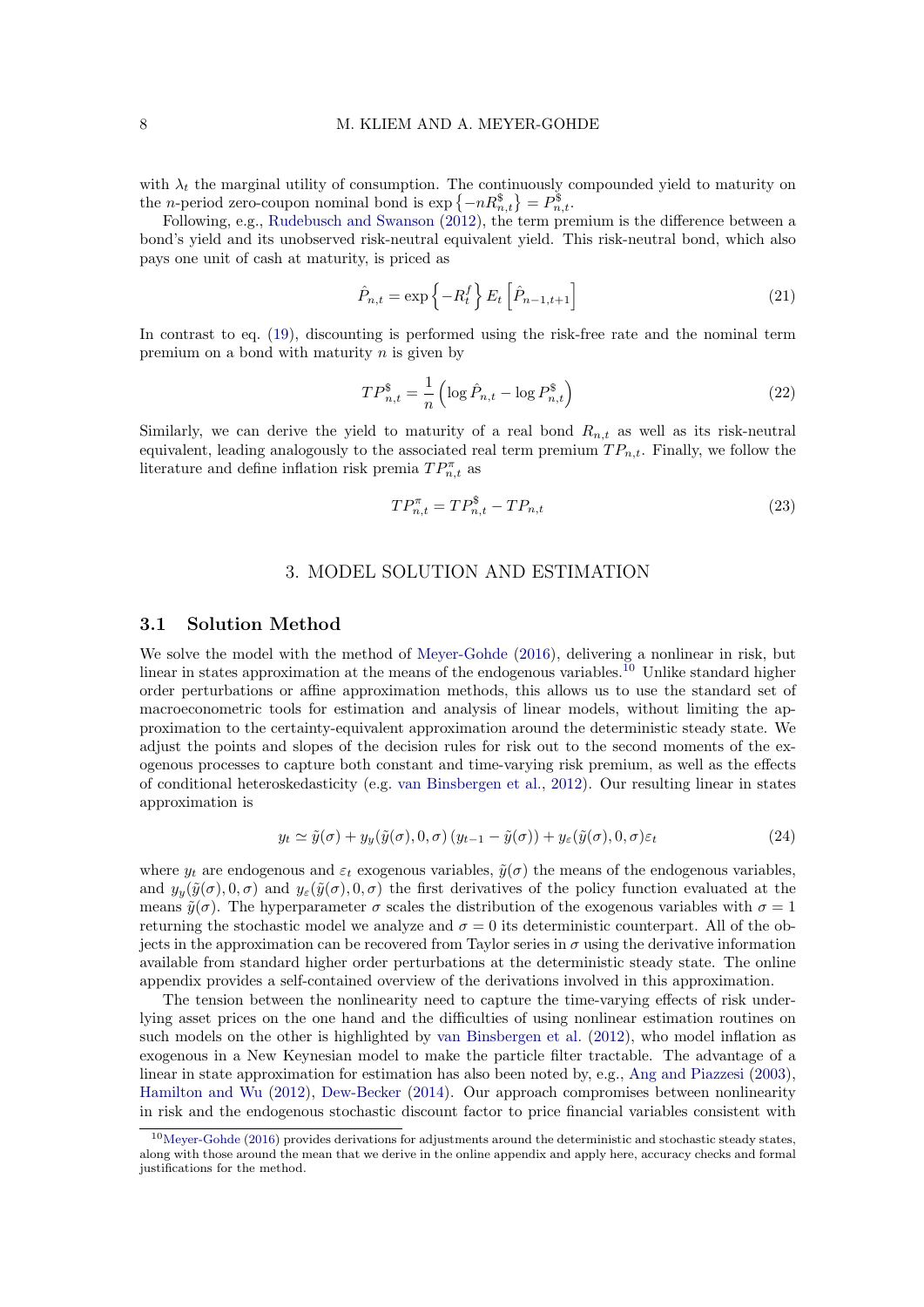with $\lambda_t$ the marginal utility of consumption. The continuously compounded yield to maturity on the $n$-period zero-coupon nominal bond is $\exp\left\{-nR^{\$}_{n,t}\right\} = P^{\$}_{n,t}$.

Following, e.g., Rudebusch and Swanson (2012), the term premium is the difference between a bond's yield and its unobserved risk-neutral equivalent yield. This risk-neutral bond, which also pays one unit of cash at maturity, is priced as

$$\hat{P}_{n,t} = \exp\left\{-R^f_t\right\} E_t\left[\hat{P}_{n-1,t+1}\right] \tag{21}$$

In contrast to eq. (19), discounting is performed using the risk-free rate and the nominal term premium on a bond with maturity $n$ is given by

$$TP^{\$}_{n,t} = \frac{1}{n}\left(\log \hat{P}_{n,t} - \log P^{\$}_{n,t}\right) \tag{22}$$

Similarly, we can derive the yield to maturity of a real bond $R_{n,t}$ as well as its risk-neutral equivalent, leading analogously to the associated real term premium $TP_{n,t}$. Finally, we follow the literature and define inflation risk premia $TP^{\pi}_{n,t}$ as

$$TP^{\pi}_{n,t} = TP^{\$}_{n,t} - TP_{n,t} \tag{23}$$

# 3. MODEL SOLUTION AND ESTIMATION

## 3.1 Solution Method

We solve the model with the method of Meyer-Gohde (2016), delivering a nonlinear in risk, but linear in states approximation at the means of the endogenous variables.[10] Unlike standard higher order perturbations or affine approximation methods, this allows us to use the standard set of macroeconometric tools for estimation and analysis of linear models, without limiting the approximation to the certainty-equivalent approximation around the deterministic steady state. We adjust the points and slopes of the decision rules for risk out to the second moments of the exogenous processes to capture both constant and time-varying risk premium, as well as the effects of conditional heteroskedasticity (e.g. van Binsbergen et al., 2012). Our resulting linear in states approximation is

$$y_t \simeq \tilde{y}(\sigma) + y_y(\tilde{y}(\sigma), 0, \sigma)\left(y_{t-1} - \tilde{y}(\sigma)\right) + y_\varepsilon(\tilde{y}(\sigma), 0, \sigma)\varepsilon_t \tag{24}$$

where $y_t$ are endogenous and $\varepsilon_t$ exogenous variables, $\tilde{y}(\sigma)$ the means of the endogenous variables, and $y_y(\tilde{y}(\sigma), 0, \sigma)$ and $y_\varepsilon(\tilde{y}(\sigma), 0, \sigma)$ the first derivatives of the policy function evaluated at the means $\tilde{y}(\sigma)$. The hyperparameter $\sigma$ scales the distribution of the exogenous variables with $\sigma = 1$ returning the stochastic model we analyze and $\sigma = 0$ its deterministic counterpart. All of the objects in the approximation can be recovered from Taylor series in $\sigma$ using the derivative information available from standard higher order perturbations at the deterministic steady state. The online appendix provides a self-contained overview of the derivations involved in this approximation.

The tension between the nonlinearity need to capture the time-varying effects of risk underlying asset prices on the one hand and the difficulties of using nonlinear estimation routines on such models on the other is highlighted by van Binsbergen et al. (2012), who model inflation as exogenous in a New Keynesian model to make the particle filter tractable. The advantage of a linear in state approximation for estimation has also been noted by, e.g., Ang and Piazzesi (2003), Hamilton and Wu (2012), Dew-Becker (2014). Our approach compromises between nonlinearity in risk and the endogenous stochastic discount factor to price financial variables consistent with

[10] Meyer-Gohde (2016) provides derivations for adjustments around the deterministic and stochastic steady states, along with those around the mean that we derive in the online appendix and apply here, accuracy checks and formal justifications for the method.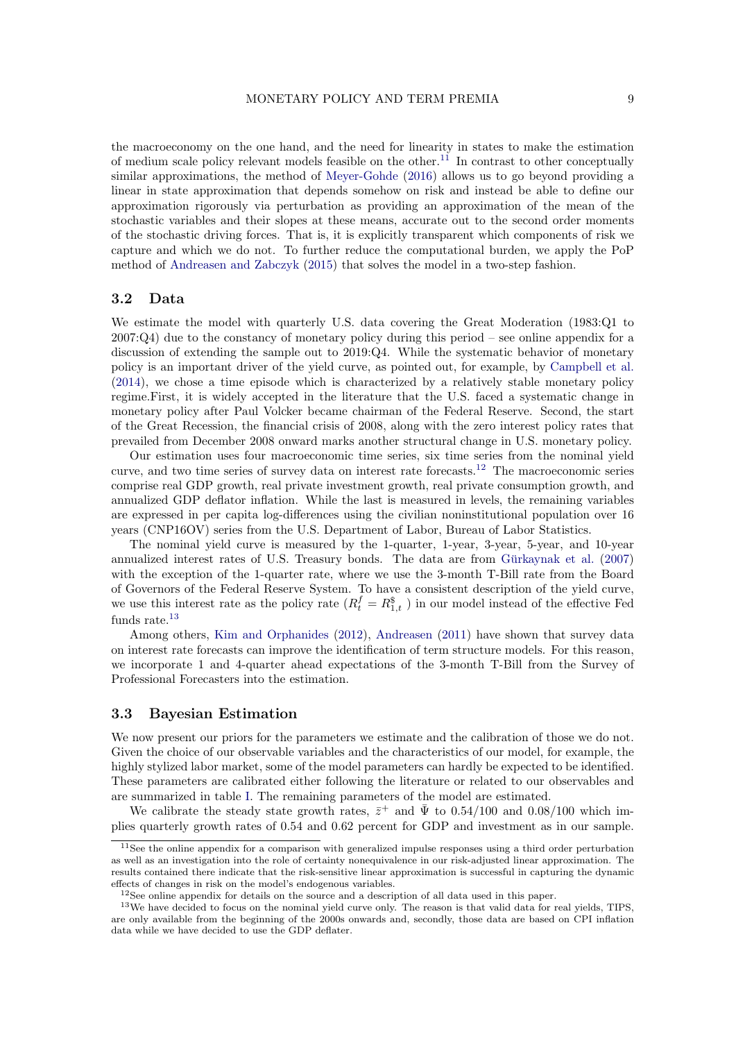the macroeconomy on the one hand, and the need for linearity in states to make the estimation of medium scale policy relevant models feasible on the other.[11] In contrast to other conceptually similar approximations, the method of Meyer-Gohde (2016) allows us to go beyond providing a linear in state approximation that depends somehow on risk and instead be able to define our approximation rigorously via perturbation as providing an approximation of the mean of the stochastic variables and their slopes at these means, accurate out to the second order moments of the stochastic driving forces. That is, it is explicitly transparent which components of risk we capture and which we do not. To further reduce the computational burden, we apply the PoP method of Andreasen and Zabczyk (2015) that solves the model in a two-step fashion.

### 3.2 Data

We estimate the model with quarterly U.S. data covering the Great Moderation (1983:Q1 to 2007:Q4) due to the constancy of monetary policy during this period – see online appendix for a discussion of extending the sample out to 2019:Q4. While the systematic behavior of monetary policy is an important driver of the yield curve, as pointed out, for example, by Campbell et al. (2014), we chose a time episode which is characterized by a relatively stable monetary policy regime.First, it is widely accepted in the literature that the U.S. faced a systematic change in monetary policy after Paul Volcker became chairman of the Federal Reserve. Second, the start of the Great Recession, the financial crisis of 2008, along with the zero interest policy rates that prevailed from December 2008 onward marks another structural change in U.S. monetary policy.

Our estimation uses four macroeconomic time series, six time series from the nominal yield curve, and two time series of survey data on interest rate forecasts.[12] The macroeconomic series comprise real GDP growth, real private investment growth, real private consumption growth, and annualized GDP deflator inflation. While the last is measured in levels, the remaining variables are expressed in per capita log-differences using the civilian noninstitutional population over 16 years (CNP16OV) series from the U.S. Department of Labor, Bureau of Labor Statistics.

The nominal yield curve is measured by the 1-quarter, 1-year, 3-year, 5-year, and 10-year annualized interest rates of U.S. Treasury bonds. The data are from Gürkaynak et al. (2007) with the exception of the 1-quarter rate, where we use the 3-month T-Bill rate from the Board of Governors of the Federal Reserve System. To have a consistent description of the yield curve, we use this interest rate as the policy rate ($R_t^f = R_{1,t}^{\$}$ ) in our model instead of the effective Fed funds rate.[13]

Among others, Kim and Orphanides (2012), Andreasen (2011) have shown that survey data on interest rate forecasts can improve the identification of term structure models. For this reason, we incorporate 1 and 4-quarter ahead expectations of the 3-month T-Bill from the Survey of Professional Forecasters into the estimation.

### 3.3 Bayesian Estimation

We now present our priors for the parameters we estimate and the calibration of those we do not. Given the choice of our observable variables and the characteristics of our model, for example, the highly stylized labor market, some of the model parameters can hardly be expected to be identified. These parameters are calibrated either following the literature or related to our observables and are summarized in table I. The remaining parameters of the model are estimated.

We calibrate the steady state growth rates, $\bar{z}^+$ and $\bar{\Psi}$ to 0.54/100 and 0.08/100 which implies quarterly growth rates of 0.54 and 0.62 percent for GDP and investment as in our sample.

---

[11] See the online appendix for a comparison with generalized impulse responses using a third order perturbation as well as an investigation into the role of certainty nonequivalence in our risk-adjusted linear approximation. The results contained there indicate that the risk-sensitive linear approximation is successful in capturing the dynamic effects of changes in risk on the model's endogenous variables.

[12] See online appendix for details on the source and a description of all data used in this paper.

[13] We have decided to focus on the nominal yield curve only. The reason is that valid data for real yields, TIPS, are only available from the beginning of the 2000s onwards and, secondly, those data are based on CPI inflation data while we have decided to use the GDP deflater.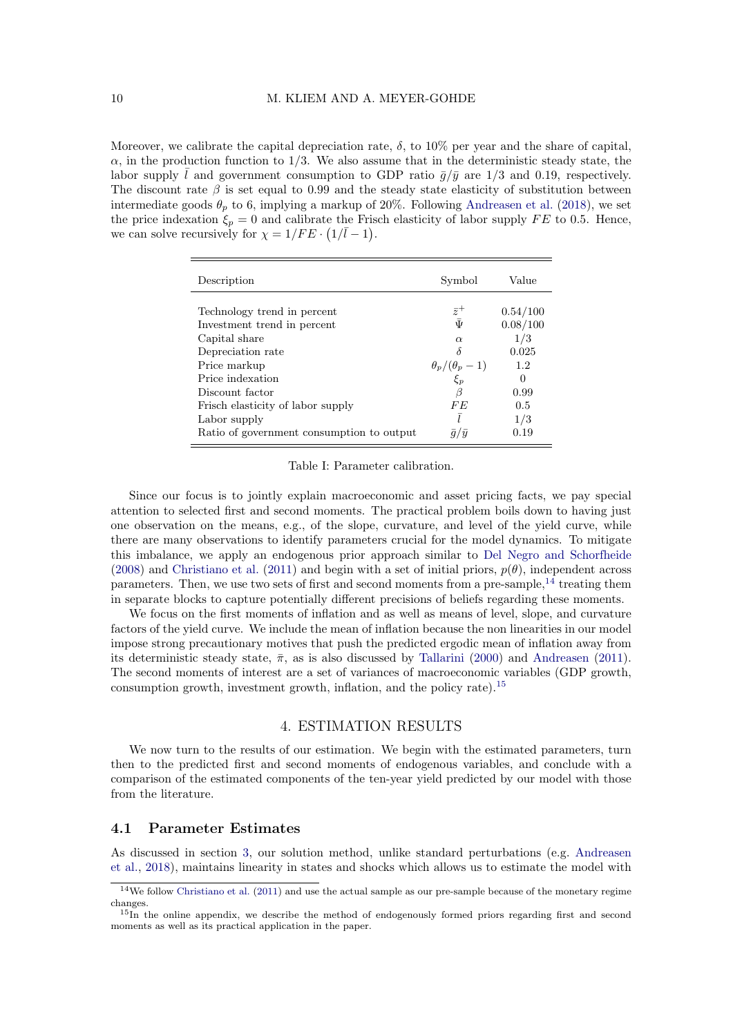Moreover, we calibrate the capital depreciation rate, $\delta$, to 10% per year and the share of capital, $\alpha$, in the production function to 1/3. We also assume that in the deterministic steady state, the labor supply $\bar{l}$ and government consumption to GDP ratio $\bar{g}/\bar{y}$ are 1/3 and 0.19, respectively. The discount rate $\beta$ is set equal to 0.99 and the steady state elasticity of substitution between intermediate goods $\theta_p$ to 6, implying a markup of 20%. Following Andreasen et al. (2018), we set the price indexation $\xi_p = 0$ and calibrate the Frisch elasticity of labor supply $FE$ to 0.5. Hence, we can solve recursively for $\chi = 1/FE \cdot \left(1/\bar{l} - 1\right)$.

| Description | Symbol | Value |
|---|---|---|
| Technology trend in percent | $\bar{z}^{+}$ | 0.54/100 |
| Investment trend in percent | $\bar{\Psi}$ | 0.08/100 |
| Capital share | $\alpha$ | 1/3 |
| Depreciation rate | $\delta$ | 0.025 |
| Price markup | $\theta_p/(\theta_p - 1)$ | 1.2 |
| Price indexation | $\xi_p$ | 0 |
| Discount factor | $\beta$ | 0.99 |
| Frisch elasticity of labor supply | $FE$ | 0.5 |
| Labor supply | $\bar{l}$ | 1/3 |
| Ratio of government consumption to output | $\bar{g}/\bar{y}$ | 0.19 |

Table I: Parameter calibration.

Since our focus is to jointly explain macroeconomic and asset pricing facts, we pay special attention to selected first and second moments. The practical problem boils down to having just one observation on the means, e.g., of the slope, curvature, and level of the yield curve, while there are many observations to identify parameters crucial for the model dynamics. To mitigate this imbalance, we apply an endogenous prior approach similar to Del Negro and Schorfheide (2008) and Christiano et al. (2011) and begin with a set of initial priors, $p(\theta)$, independent across parameters. Then, we use two sets of first and second moments from a pre-sample,[14] treating them in separate blocks to capture potentially different precisions of beliefs regarding these moments.

We focus on the first moments of inflation and as well as means of level, slope, and curvature factors of the yield curve. We include the mean of inflation because the non linearities in our model impose strong precautionary motives that push the predicted ergodic mean of inflation away from its deterministic steady state, $\bar{\pi}$, as is also discussed by Tallarini (2000) and Andreasen (2011). The second moments of interest are a set of variances of macroeconomic variables (GDP growth, consumption growth, investment growth, inflation, and the policy rate).[15]

## 4. ESTIMATION RESULTS

We now turn to the results of our estimation. We begin with the estimated parameters, turn then to the predicted first and second moments of endogenous variables, and conclude with a comparison of the estimated components of the ten-year yield predicted by our model with those from the literature.

### 4.1 Parameter Estimates

As discussed in section 3, our solution method, unlike standard perturbations (e.g. Andreasen et al., 2018), maintains linearity in states and shocks which allows us to estimate the model with

[14] We follow Christiano et al. (2011) and use the actual sample as our pre-sample because of the monetary regime changes.

[15] In the online appendix, we describe the method of endogenously formed priors regarding first and second moments as well as its practical application in the paper.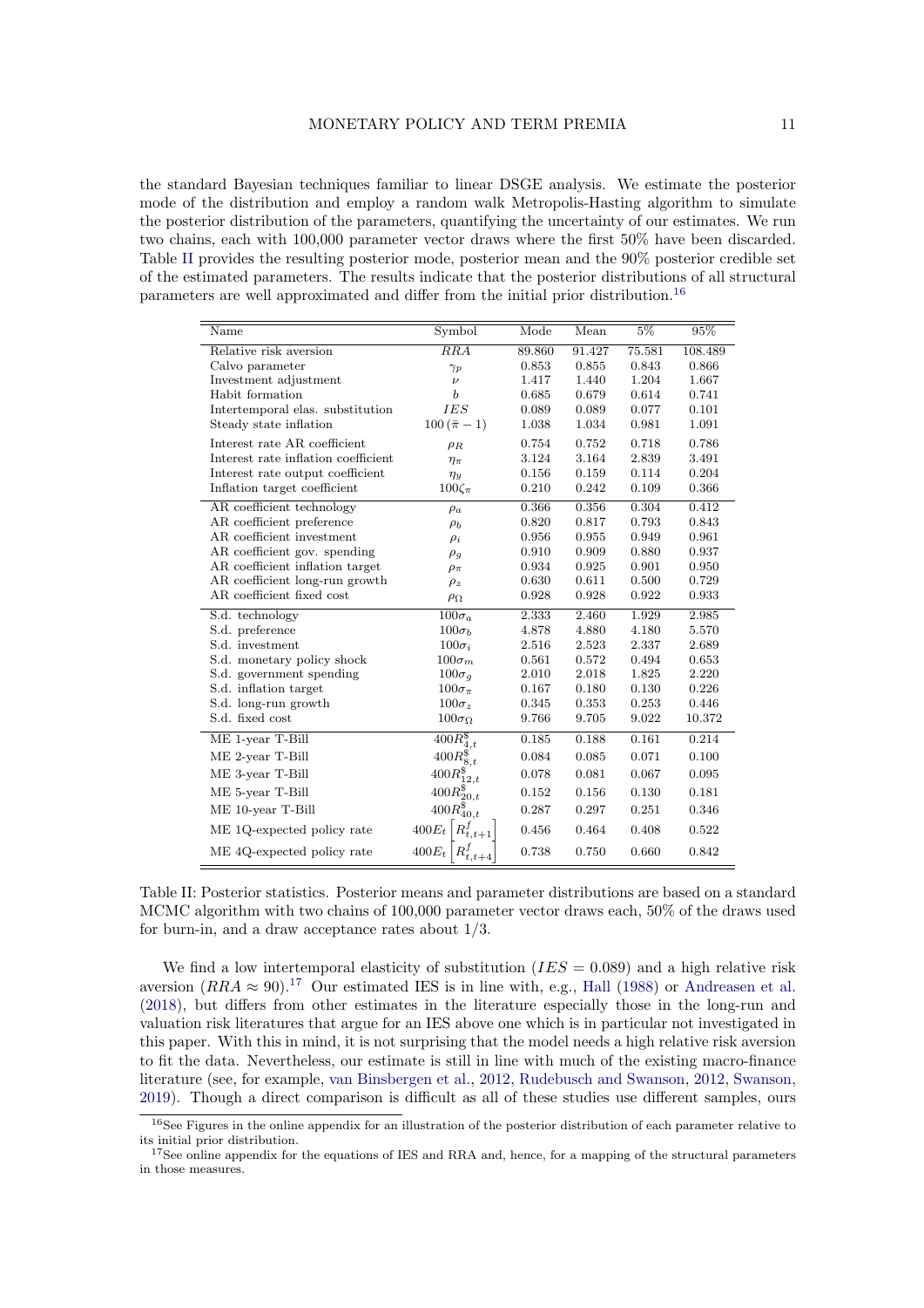the standard Bayesian techniques familiar to linear DSGE analysis. We estimate the posterior mode of the distribution and employ a random walk Metropolis-Hasting algorithm to simulate the posterior distribution of the parameters, quantifying the uncertainty of our estimates. We run two chains, each with 100,000 parameter vector draws where the first 50% have been discarded. Table II provides the resulting posterior mode, posterior mean and the 90% posterior credible set of the estimated parameters. The results indicate that the posterior distributions of all structural parameters are well approximated and differ from the initial prior distribution.[16]

| Name | Symbol | Mode | Mean | 5% | 95% |
|---|---|---|---|---|---|
| Relative risk aversion | $RRA$ | 89.860 | 91.427 | 75.581 | 108.489 |
| Calvo parameter | $\gamma_p$ | 0.853 | 0.855 | 0.843 | 0.866 |
| Investment adjustment | $\nu$ | 1.417 | 1.440 | 1.204 | 1.667 |
| Habit formation | $b$ | 0.685 | 0.679 | 0.614 | 0.741 |
| Intertemporal elas. substitution | $IES$ | 0.089 | 0.089 | 0.077 | 0.101 |
| Steady state inflation | $100\,(\bar{\pi}-1)$ | 1.038 | 1.034 | 0.981 | 1.091 |
| Interest rate AR coefficient | $\rho_R$ | 0.754 | 0.752 | 0.718 | 0.786 |
| Interest rate inflation coefficient | $\eta_\pi$ | 3.124 | 3.164 | 2.839 | 3.491 |
| Interest rate output coefficient | $\eta_y$ | 0.156 | 0.159 | 0.114 | 0.204 |
| Inflation target coefficient | $100\zeta_\pi$ | 0.210 | 0.242 | 0.109 | 0.366 |
| AR coefficient technology | $\rho_a$ | 0.366 | 0.356 | 0.304 | 0.412 |
| AR coefficient preference | $\rho_b$ | 0.820 | 0.817 | 0.793 | 0.843 |
| AR coefficient investment | $\rho_i$ | 0.956 | 0.955 | 0.949 | 0.961 |
| AR coefficient gov. spending | $\rho_g$ | 0.910 | 0.909 | 0.880 | 0.937 |
| AR coefficient inflation target | $\rho_\pi$ | 0.934 | 0.925 | 0.901 | 0.950 |
| AR coefficient long-run growth | $\rho_z$ | 0.630 | 0.611 | 0.500 | 0.729 |
| AR coefficient fixed cost | $\rho_\Omega$ | 0.928 | 0.928 | 0.922 | 0.933 |
| S.d. technology | $100\sigma_a$ | 2.333 | 2.460 | 1.929 | 2.985 |
| S.d. preference | $100\sigma_b$ | 4.878 | 4.880 | 4.180 | 5.570 |
| S.d. investment | $100\sigma_i$ | 2.516 | 2.523 | 2.337 | 2.689 |
| S.d. monetary policy shock | $100\sigma_m$ | 0.561 | 0.572 | 0.494 | 0.653 |
| S.d. government spending | $100\sigma_g$ | 2.010 | 2.018 | 1.825 | 2.220 |
| S.d. inflation target | $100\sigma_\pi$ | 0.167 | 0.180 | 0.130 | 0.226 |
| S.d. long-run growth | $100\sigma_z$ | 0.345 | 0.353 | 0.253 | 0.446 |
| S.d. fixed cost | $100\sigma_\Omega$ | 9.766 | 9.705 | 9.022 | 10.372 |
| ME 1-year T-Bill | $400R^{\$}_{4,t}$ | 0.185 | 0.188 | 0.161 | 0.214 |
| ME 2-year T-Bill | $400R^{\$}_{8,t}$ | 0.084 | 0.085 | 0.071 | 0.100 |
| ME 3-year T-Bill | $400R^{\$}_{12,t}$ | 0.078 | 0.081 | 0.067 | 0.095 |
| ME 5-year T-Bill | $400R^{\$}_{20,t}$ | 0.152 | 0.156 | 0.130 | 0.181 |
| ME 10-year T-Bill | $400R^{\$}_{40,t}$ | 0.287 | 0.297 | 0.251 | 0.346 |
| ME 1Q-expected policy rate | $400E_t\left[R^f_{t,t+1}\right]$ | 0.456 | 0.464 | 0.408 | 0.522 |
| ME 4Q-expected policy rate | $400E_t\left[R^f_{t,t+4}\right]$ | 0.738 | 0.750 | 0.660 | 0.842 |

Table II: Posterior statistics. Posterior means and parameter distributions are based on a standard MCMC algorithm with two chains of 100,000 parameter vector draws each, 50% of the draws used for burn-in, and a draw acceptance rates about 1/3.

We find a low intertemporal elasticity of substitution ($IES = 0.089$) and a high relative risk aversion ($RRA \approx 90$).[17] Our estimated IES is in line with, e.g., Hall (1988) or Andreasen et al. (2018), but differs from other estimates in the literature especially those in the long-run and valuation risk literatures that argue for an IES above one which is in particular not investigated in this paper. With this in mind, it is not surprising that the model needs a high relative risk aversion to fit the data. Nevertheless, our estimate is still in line with much of the existing macro-finance literature (see, for example, van Binsbergen et al., 2012, Rudebusch and Swanson, 2012, Swanson, 2019). Though a direct comparison is difficult as all of these studies use different samples, ours

[16] See Figures in the online appendix for an illustration of the posterior distribution of each parameter relative to its initial prior distribution.

[17] See online appendix for the equations of IES and RRA and, hence, for a mapping of the structural parameters in those measures.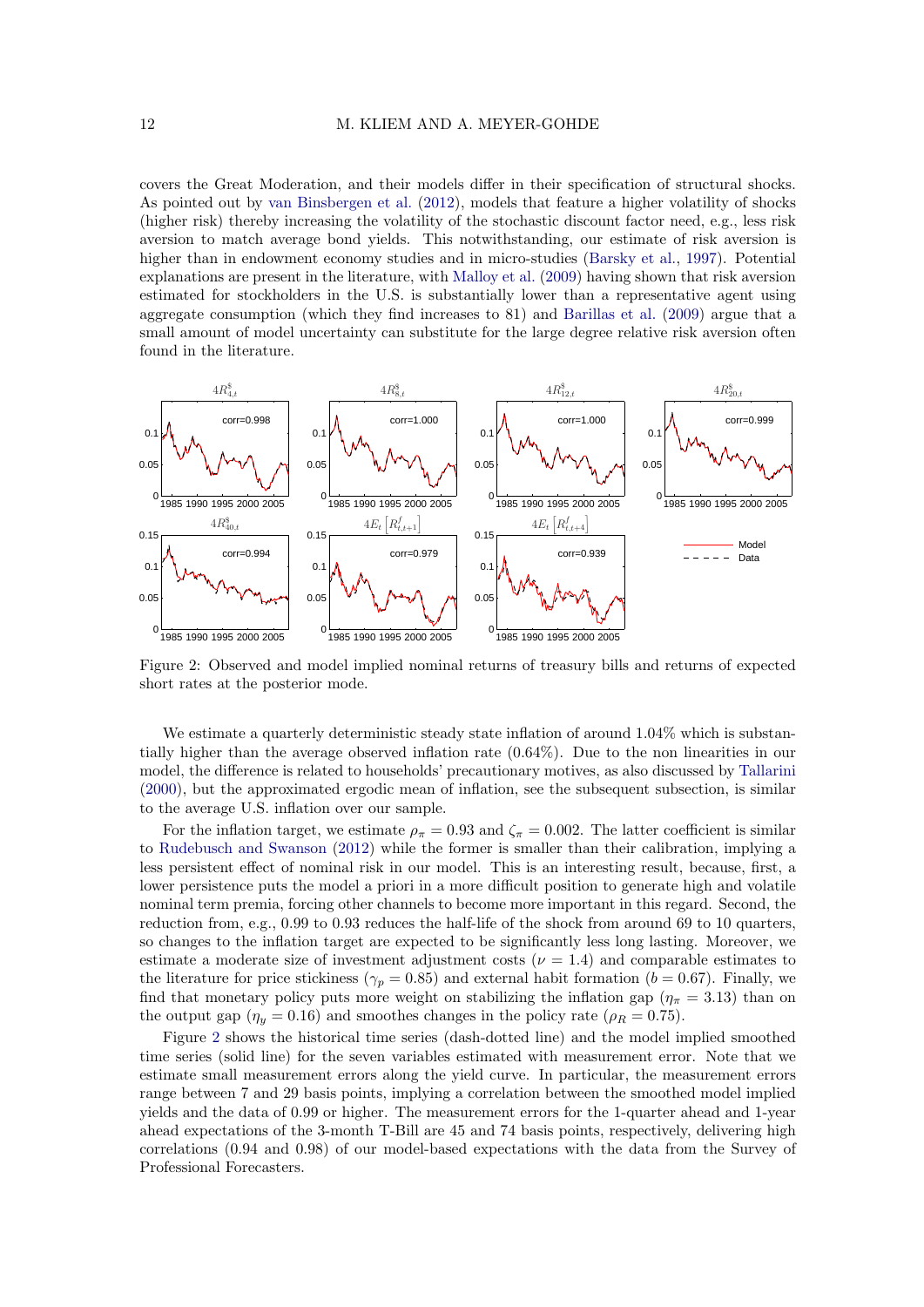covers the Great Moderation, and their models differ in their specification of structural shocks. As pointed out by van Binsbergen et al. (2012), models that feature a higher volatility of shocks (higher risk) thereby increasing the volatility of the stochastic discount factor need, e.g., less risk aversion to match average bond yields. This notwithstanding, our estimate of risk aversion is higher than in endowment economy studies and in micro-studies (Barsky et al., 1997). Potential explanations are present in the literature, with Malloy et al. (2009) having shown that risk aversion estimated for stockholders in the U.S. is substantially lower than a representative agent using aggregate consumption (which they find increases to 81) and Barillas et al. (2009) argue that a small amount of model uncertainty can substitute for the large degree relative risk aversion often found in the literature.

Figure 2: Observed and model implied nominal returns of treasury bills and returns of expected short rates at the posterior mode.

We estimate a quarterly deterministic steady state inflation of around 1.04% which is substantially higher than the average observed inflation rate (0.64%). Due to the non linearities in our model, the difference is related to households' precautionary motives, as also discussed by Tallarini (2000), but the approximated ergodic mean of inflation, see the subsequent subsection, is similar to the average U.S. inflation over our sample.

For the inflation target, we estimate $\rho_\pi = 0.93$ and $\zeta_\pi = 0.002$. The latter coefficient is similar to Rudebusch and Swanson (2012) while the former is smaller than their calibration, implying a less persistent effect of nominal risk in our model. This is an interesting result, because, first, a lower persistence puts the model a priori in a more difficult position to generate high and volatile nominal term premia, forcing other channels to become more important in this regard. Second, the reduction from, e.g., 0.99 to 0.93 reduces the half-life of the shock from around 69 to 10 quarters, so changes to the inflation target are expected to be significantly less long lasting. Moreover, we estimate a moderate size of investment adjustment costs ($\nu = 1.4$) and comparable estimates to the literature for price stickiness ($\gamma_p = 0.85$) and external habit formation ($b = 0.67$). Finally, we find that monetary policy puts more weight on stabilizing the inflation gap ($\eta_\pi = 3.13$) than on the output gap ($\eta_y = 0.16$) and smoothes changes in the policy rate ($\rho_R = 0.75$).

Figure 2 shows the historical time series (dash-dotted line) and the model implied smoothed time series (solid line) for the seven variables estimated with measurement error. Note that we estimate small measurement errors along the yield curve. In particular, the measurement errors range between 7 and 29 basis points, implying a correlation between the smoothed model implied yields and the data of 0.99 or higher. The measurement errors for the 1-quarter ahead and 1-year ahead expectations of the 3-month T-Bill are 45 and 74 basis points, respectively, delivering high correlations (0.94 and 0.98) of our model-based expectations with the data from the Survey of Professional Forecasters.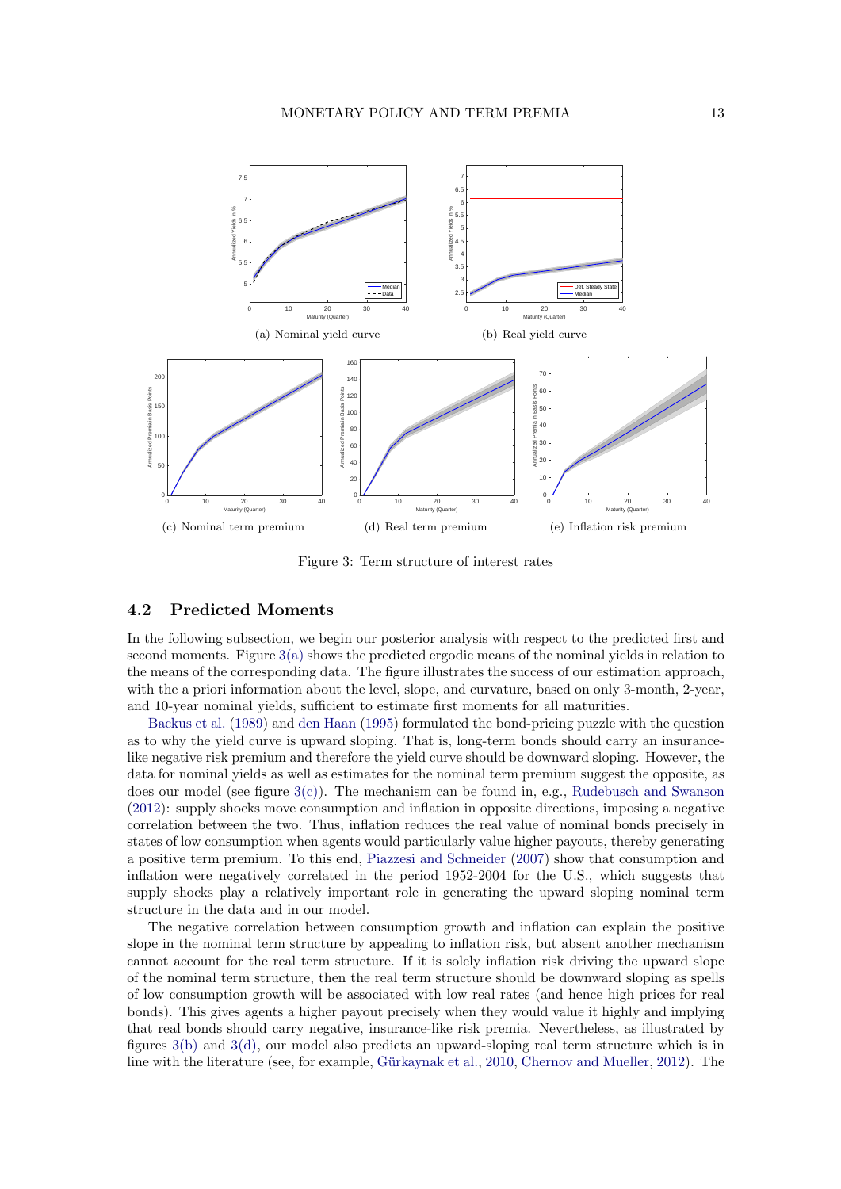(a) Nominal yield curve

(b) Real yield curve

(c) Nominal term premium

(d) Real term premium

(e) Inflation risk premium

Figure 3: Term structure of interest rates

## 4.2 Predicted Moments

In the following subsection, we begin our posterior analysis with respect to the predicted first and second moments. Figure 3(a) shows the predicted ergodic means of the nominal yields in relation to the means of the corresponding data. The figure illustrates the success of our estimation approach, with the a priori information about the level, slope, and curvature, based on only 3-month, 2-year, and 10-year nominal yields, sufficient to estimate first moments for all maturities.

Backus et al. (1989) and den Haan (1995) formulated the bond-pricing puzzle with the question as to why the yield curve is upward sloping. That is, long-term bonds should carry an insurance-like negative risk premium and therefore the yield curve should be downward sloping. However, the data for nominal yields as well as estimates for the nominal term premium suggest the opposite, as does our model (see figure 3(c)). The mechanism can be found in, e.g., Rudebusch and Swanson (2012): supply shocks move consumption and inflation in opposite directions, imposing a negative correlation between the two. Thus, inflation reduces the real value of nominal bonds precisely in states of low consumption when agents would particularly value higher payouts, thereby generating a positive term premium. To this end, Piazzesi and Schneider (2007) show that consumption and inflation were negatively correlated in the period 1952-2004 for the U.S., which suggests that supply shocks play a relatively important role in generating the upward sloping nominal term structure in the data and in our model.

The negative correlation between consumption growth and inflation can explain the positive slope in the nominal term structure by appealing to inflation risk, but absent another mechanism cannot account for the real term structure. If it is solely inflation risk driving the upward slope of the nominal term structure, then the real term structure should be downward sloping as spells of low consumption growth will be associated with low real rates (and hence high prices for real bonds). This gives agents a higher payout precisely when they would value it highly and implying that real bonds should carry negative, insurance-like risk premia. Nevertheless, as illustrated by figures 3(b) and 3(d), our model also predicts an upward-sloping real term structure which is in line with the literature (see, for example, Gürkaynak et al., 2010, Chernov and Mueller, 2012). The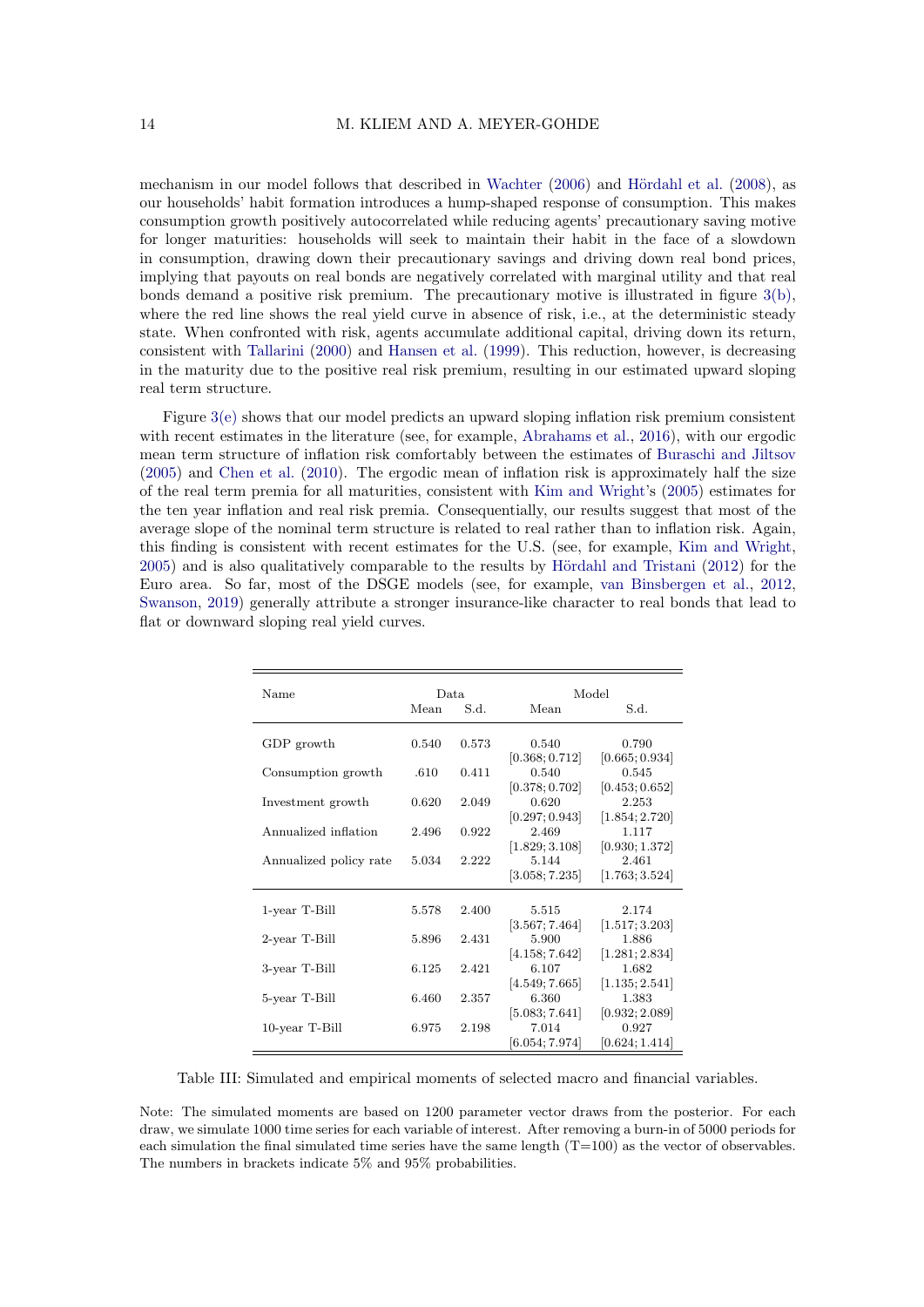mechanism in our model follows that described in Wachter (2006) and Hördahl et al. (2008), as our households' habit formation introduces a hump-shaped response of consumption. This makes consumption growth positively autocorrelated while reducing agents' precautionary saving motive for longer maturities: households will seek to maintain their habit in the face of a slowdown in consumption, drawing down their precautionary savings and driving down real bond prices, implying that payouts on real bonds are negatively correlated with marginal utility and that real bonds demand a positive risk premium. The precautionary motive is illustrated in figure 3(b), where the red line shows the real yield curve in absence of risk, i.e., at the deterministic steady state. When confronted with risk, agents accumulate additional capital, driving down its return, consistent with Tallarini (2000) and Hansen et al. (1999). This reduction, however, is decreasing in the maturity due to the positive real risk premium, resulting in our estimated upward sloping real term structure.

Figure 3(e) shows that our model predicts an upward sloping inflation risk premium consistent with recent estimates in the literature (see, for example, Abrahams et al., 2016), with our ergodic mean term structure of inflation risk comfortably between the estimates of Buraschi and Jiltsov (2005) and Chen et al. (2010). The ergodic mean of inflation risk is approximately half the size of the real term premia for all maturities, consistent with Kim and Wright's (2005) estimates for the ten year inflation and real risk premia. Consequentially, our results suggest that most of the average slope of the nominal term structure is related to real rather than to inflation risk. Again, this finding is consistent with recent estimates for the U.S. (see, for example, Kim and Wright, 2005) and is also qualitatively comparable to the results by Hördahl and Tristani (2012) for the Euro area. So far, most of the DSGE models (see, for example, van Binsbergen et al., 2012, Swanson, 2019) generally attribute a stronger insurance-like character to real bonds that lead to flat or downward sloping real yield curves.

| Name | Data | | Model | |
|---|---|---|---|---|
| | Mean | S.d. | Mean | S.d. |
| GDP growth | 0.540 | 0.573 | 0.540 | 0.790 |
| | | | [0.368; 0.712] | [0.665; 0.934] |
| Consumption growth | .610 | 0.411 | 0.540 | 0.545 |
| | | | [0.378; 0.702] | [0.453; 0.652] |
| Investment growth | 0.620 | 2.049 | 0.620 | 2.253 |
| | | | [0.297; 0.943] | [1.854; 2.720] |
| Annualized inflation | 2.496 | 0.922 | 2.469 | 1.117 |
| | | | [1.829; 3.108] | [0.930; 1.372] |
| Annualized policy rate | 5.034 | 2.222 | 5.144 | 2.461 |
| | | | [3.058; 7.235] | [1.763; 3.524] |
| 1-year T-Bill | 5.578 | 2.400 | 5.515 | 2.174 |
| | | | [3.567; 7.464] | [1.517; 3.203] |
| 2-year T-Bill | 5.896 | 2.431 | 5.900 | 1.886 |
| | | | [4.158; 7.642] | [1.281; 2.834] |
| 3-year T-Bill | 6.125 | 2.421 | 6.107 | 1.682 |
| | | | [4.549; 7.665] | [1.135; 2.541] |
| 5-year T-Bill | 6.460 | 2.357 | 6.360 | 1.383 |
| | | | [5.083; 7.641] | [0.932; 2.089] |
| 10-year T-Bill | 6.975 | 2.198 | 7.014 | 0.927 |
| | | | [6.054; 7.974] | [0.624; 1.414] |

Table III: Simulated and empirical moments of selected macro and financial variables.

Note: The simulated moments are based on 1200 parameter vector draws from the posterior. For each draw, we simulate 1000 time series for each variable of interest. After removing a burn-in of 5000 periods for each simulation the final simulated time series have the same length (T=100) as the vector of observables. The numbers in brackets indicate 5% and 95% probabilities.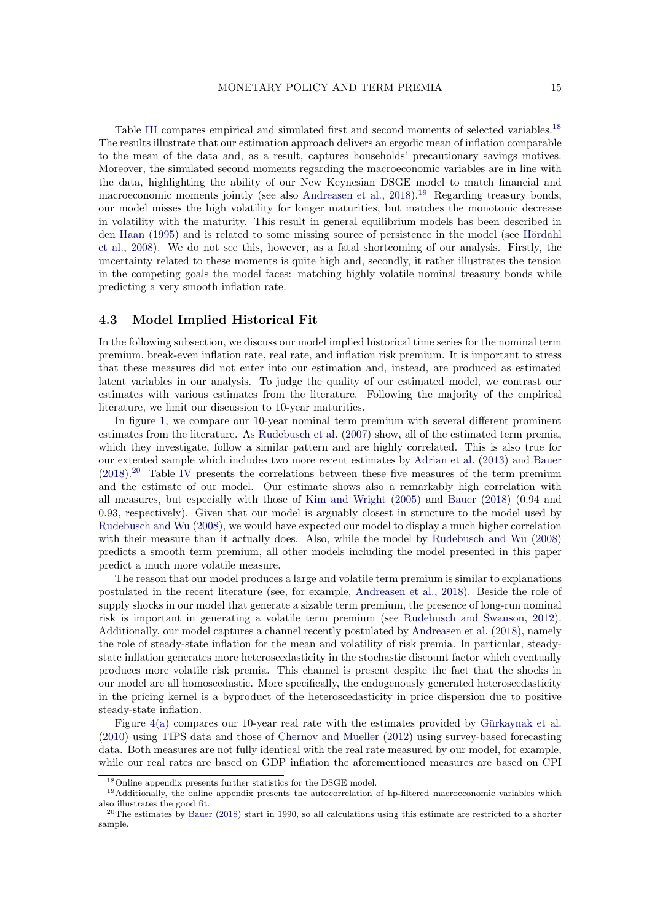Table III compares empirical and simulated first and second moments of selected variables.[18] The results illustrate that our estimation approach delivers an ergodic mean of inflation comparable to the mean of the data and, as a result, captures households' precautionary savings motives. Moreover, the simulated second moments regarding the macroeconomic variables are in line with the data, highlighting the ability of our New Keynesian DSGE model to match financial and macroeconomic moments jointly (see also Andreasen et al., 2018).[19] Regarding treasury bonds, our model misses the high volatility for longer maturities, but matches the monotonic decrease in volatility with the maturity. This result in general equilibrium models has been described in den Haan (1995) and is related to some missing source of persistence in the model (see Hördahl et al., 2008). We do not see this, however, as a fatal shortcoming of our analysis. Firstly, the uncertainty related to these moments is quite high and, secondly, it rather illustrates the tension in the competing goals the model faces: matching highly volatile nominal treasury bonds while predicting a very smooth inflation rate.

## 4.3 Model Implied Historical Fit

In the following subsection, we discuss our model implied historical time series for the nominal term premium, break-even inflation rate, real rate, and inflation risk premium. It is important to stress that these measures did not enter into our estimation and, instead, are produced as estimated latent variables in our analysis. To judge the quality of our estimated model, we contrast our estimates with various estimates from the literature. Following the majority of the empirical literature, we limit our discussion to 10-year maturities.

In figure 1, we compare our 10-year nominal term premium with several different prominent estimates from the literature. As Rudebusch et al. (2007) show, all of the estimated term premia, which they investigate, follow a similar pattern and are highly correlated. This is also true for our extented sample which includes two more recent estimates by Adrian et al. (2013) and Bauer (2018).[20] Table IV presents the correlations between these five measures of the term premium and the estimate of our model. Our estimate shows also a remarkably high correlation with all measures, but especially with those of Kim and Wright (2005) and Bauer (2018) (0.94 and 0.93, respectively). Given that our model is arguably closest in structure to the model used by Rudebusch and Wu (2008), we would have expected our model to display a much higher correlation with their measure than it actually does. Also, while the model by Rudebusch and Wu (2008) predicts a smooth term premium, all other models including the model presented in this paper predict a much more volatile measure.

The reason that our model produces a large and volatile term premium is similar to explanations postulated in the recent literature (see, for example, Andreasen et al., 2018). Beside the role of supply shocks in our model that generate a sizable term premium, the presence of long-run nominal risk is important in generating a volatile term premium (see Rudebusch and Swanson, 2012). Additionally, our model captures a channel recently postulated by Andreasen et al. (2018), namely the role of steady-state inflation for the mean and volatility of risk premia. In particular, steady-state inflation generates more heteroscedasticity in the stochastic discount factor which eventually produces more volatile risk premia. This channel is present despite the fact that the shocks in our model are all homoscedastic. More specifically, the endogenously generated heteroscedasticity in the pricing kernel is a byproduct of the heteroscedasticity in price dispersion due to positive steady-state inflation.

Figure 4(a) compares our 10-year real rate with the estimates provided by Gürkaynak et al. (2010) using TIPS data and those of Chernov and Mueller (2012) using survey-based forecasting data. Both measures are not fully identical with the real rate measured by our model, for example, while our real rates are based on GDP inflation the aforementioned measures are based on CPI

[18] Online appendix presents further statistics for the DSGE model.

[19] Additionally, the online appendix presents the autocorrelation of hp-filtered macroeconomic variables which also illustrates the good fit.

[20] The estimates by Bauer (2018) start in 1990, so all calculations using this estimate are restricted to a shorter sample.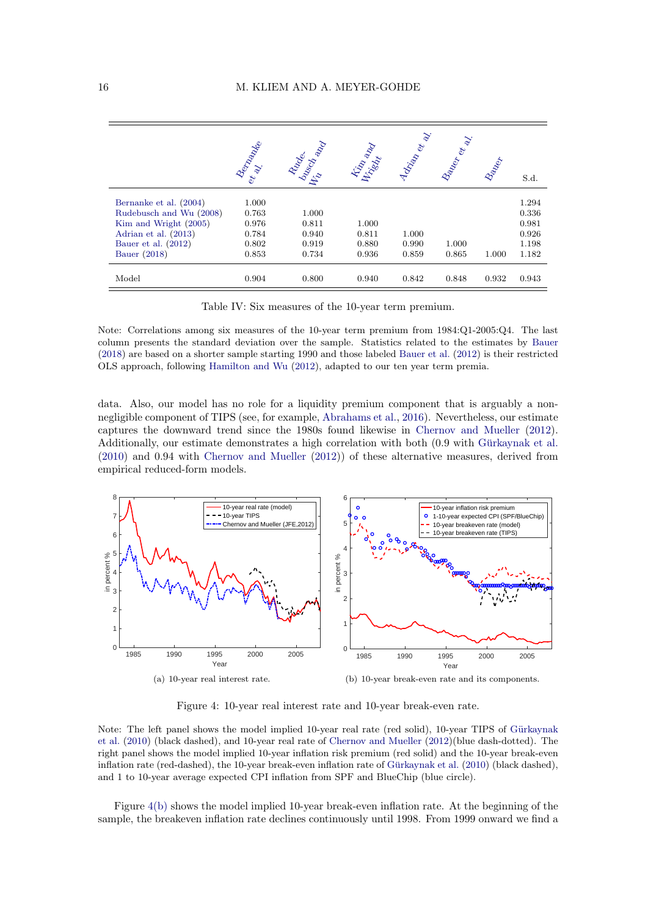| | Bernanke et al. | Rude-busch and Wu | Kim and Wright | Adrian et al. | Bauer et al. | Bauer | S.d. |
|---|---|---|---|---|---|---|---|
| Bernanke et al. (2004) | 1.000 | | | | | | 1.294 |
| Rudebusch and Wu (2008) | 0.763 | 1.000 | | | | | 0.336 |
| Kim and Wright (2005) | 0.976 | 0.811 | 1.000 | | | | 0.981 |
| Adrian et al. (2013) | 0.784 | 0.940 | 0.811 | 1.000 | | | 0.926 |
| Bauer et al. (2012) | 0.802 | 0.919 | 0.880 | 0.990 | 1.000 | | 1.198 |
| Bauer (2018) | 0.853 | 0.734 | 0.936 | 0.859 | 0.865 | 1.000 | 1.182 |
| Model | 0.904 | 0.800 | 0.940 | 0.842 | 0.848 | 0.932 | 0.943 |

Table IV: Six measures of the 10-year term premium.

Note: Correlations among six measures of the 10-year term premium from 1984:Q1-2005:Q4. The last column presents the standard deviation over the sample. Statistics related to the estimates by Bauer (2018) are based on a shorter sample starting 1990 and those labeled Bauer et al. (2012) is their restricted OLS approach, following Hamilton and Wu (2012), adapted to our ten year term premia.

data. Also, our model has no role for a liquidity premium component that is arguably a non-negligible component of TIPS (see, for example, Abrahams et al., 2016). Nevertheless, our estimate captures the downward trend since the 1980s found likewise in Chernov and Mueller (2012). Additionally, our estimate demonstrates a high correlation with both (0.9 with Gürkaynak et al. (2010) and 0.94 with Chernov and Mueller (2012)) of these alternative measures, derived from empirical reduced-form models.

(a) 10-year real interest rate.

(b) 10-year break-even rate and its components.

Figure 4: 10-year real interest rate and 10-year break-even rate.

Note: The left panel shows the model implied 10-year real rate (red solid), 10-year TIPS of Gürkaynak et al. (2010) (black dashed), and 10-year real rate of Chernov and Mueller (2012)(blue dash-dotted). The right panel shows the model implied 10-year inflation risk premium (red solid) and the 10-year break-even inflation rate (red-dashed), the 10-year break-even inflation rate of Gürkaynak et al. (2010) (black dashed), and 1 to 10-year average expected CPI inflation from SPF and BlueChip (blue circle).

Figure 4(b) shows the model implied 10-year break-even inflation rate. At the beginning of the sample, the breakeven inflation rate declines continuously until 1998. From 1999 onward we find a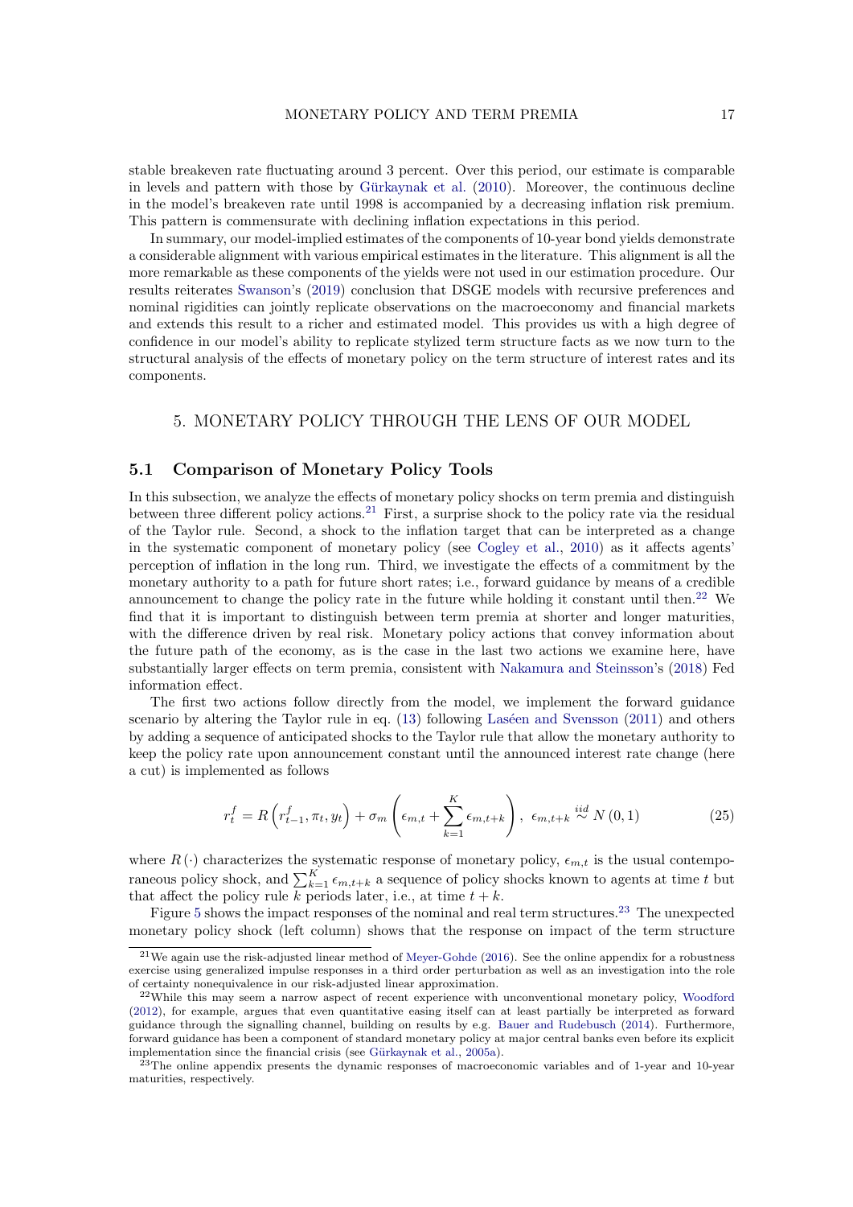stable breakeven rate fluctuating around 3 percent. Over this period, our estimate is comparable in levels and pattern with those by Gürkaynak et al. (2010). Moreover, the continuous decline in the model's breakeven rate until 1998 is accompanied by a decreasing inflation risk premium. This pattern is commensurate with declining inflation expectations in this period.

In summary, our model-implied estimates of the components of 10-year bond yields demonstrate a considerable alignment with various empirical estimates in the literature. This alignment is all the more remarkable as these components of the yields were not used in our estimation procedure. Our results reiterates Swanson's (2019) conclusion that DSGE models with recursive preferences and nominal rigidities can jointly replicate observations on the macroeconomy and financial markets and extends this result to a richer and estimated model. This provides us with a high degree of confidence in our model's ability to replicate stylized term structure facts as we now turn to the structural analysis of the effects of monetary policy on the term structure of interest rates and its components.

# 5. MONETARY POLICY THROUGH THE LENS OF OUR MODEL

## 5.1 Comparison of Monetary Policy Tools

In this subsection, we analyze the effects of monetary policy shocks on term premia and distinguish between three different policy actions.[21] First, a surprise shock to the policy rate via the residual of the Taylor rule. Second, a shock to the inflation target that can be interpreted as a change in the systematic component of monetary policy (see Cogley et al., 2010) as it affects agents' perception of inflation in the long run. Third, we investigate the effects of a commitment by the monetary authority to a path for future short rates; i.e., forward guidance by means of a credible announcement to change the policy rate in the future while holding it constant until then.[22] We find that it is important to distinguish between term premia at shorter and longer maturities, with the difference driven by real risk. Monetary policy actions that convey information about the future path of the economy, as is the case in the last two actions we examine here, have substantially larger effects on term premia, consistent with Nakamura and Steinsson's (2018) Fed information effect.

The first two actions follow directly from the model, we implement the forward guidance scenario by altering the Taylor rule in eq. (13) following Laséen and Svensson (2011) and others by adding a sequence of anticipated shocks to the Taylor rule that allow the monetary authority to keep the policy rate upon announcement constant until the announced interest rate change (here a cut) is implemented as follows

$$r_t^f = R\left(r_{t-1}^f, \pi_t, y_t\right) + \sigma_m \left(\epsilon_{m,t} + \sum_{k=1}^{K} \epsilon_{m,t+k}\right), \ \epsilon_{m,t+k} \overset{iid}{\sim} N\left(0,1\right) \tag{25}$$

where $R(\cdot)$ characterizes the systematic response of monetary policy, $\epsilon_{m,t}$ is the usual contemporaneous policy shock, and $\sum_{k=1}^{K} \epsilon_{m,t+k}$ a sequence of policy shocks known to agents at time $t$ but that affect the policy rule $k$ periods later, i.e., at time $t+k$.

Figure 5 shows the impact responses of the nominal and real term structures.[23] The unexpected monetary policy shock (left column) shows that the response on impact of the term structure

[21] We again use the risk-adjusted linear method of Meyer-Gohde (2016). See the online appendix for a robustness exercise using generalized impulse responses in a third order perturbation as well as an investigation into the role of certainty nonequivalence in our risk-adjusted linear approximation.

[22] While this may seem a narrow aspect of recent experience with unconventional monetary policy, Woodford (2012), for example, argues that even quantitative easing itself can at least partially be interpreted as forward guidance through the signalling channel, building on results by e.g. Bauer and Rudebusch (2014). Furthermore, forward guidance has been a component of standard monetary policy at major central banks even before its explicit implementation since the financial crisis (see Gürkaynak et al., 2005a).

[23] The online appendix presents the dynamic responses of macroeconomic variables and of 1-year and 10-year maturities, respectively.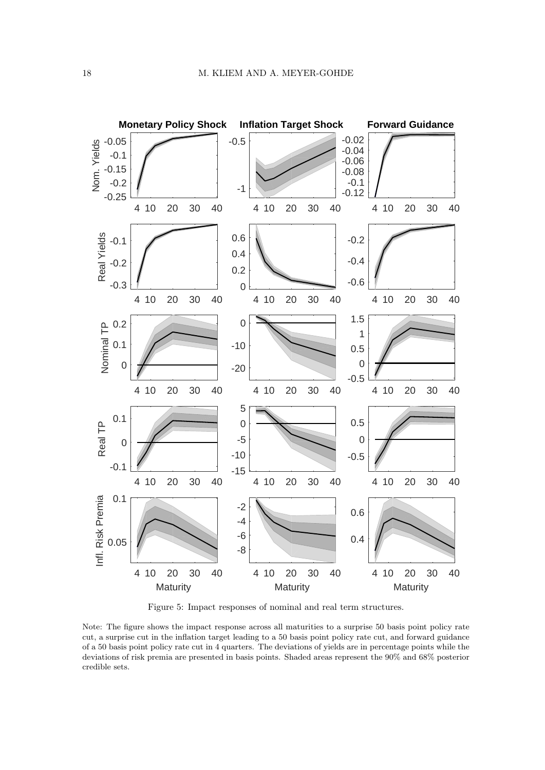Figure 5: Impact responses of nominal and real term structures.

Note: The figure shows the impact response across all maturities to a surprise 50 basis point policy rate cut, a surprise cut in the inflation target leading to a 50 basis point policy rate cut, and forward guidance of a 50 basis point policy rate cut in 4 quarters. The deviations of yields are in percentage points while the deviations of risk premia are presented in basis points. Shaded areas represent the 90% and 68% posterior credible sets.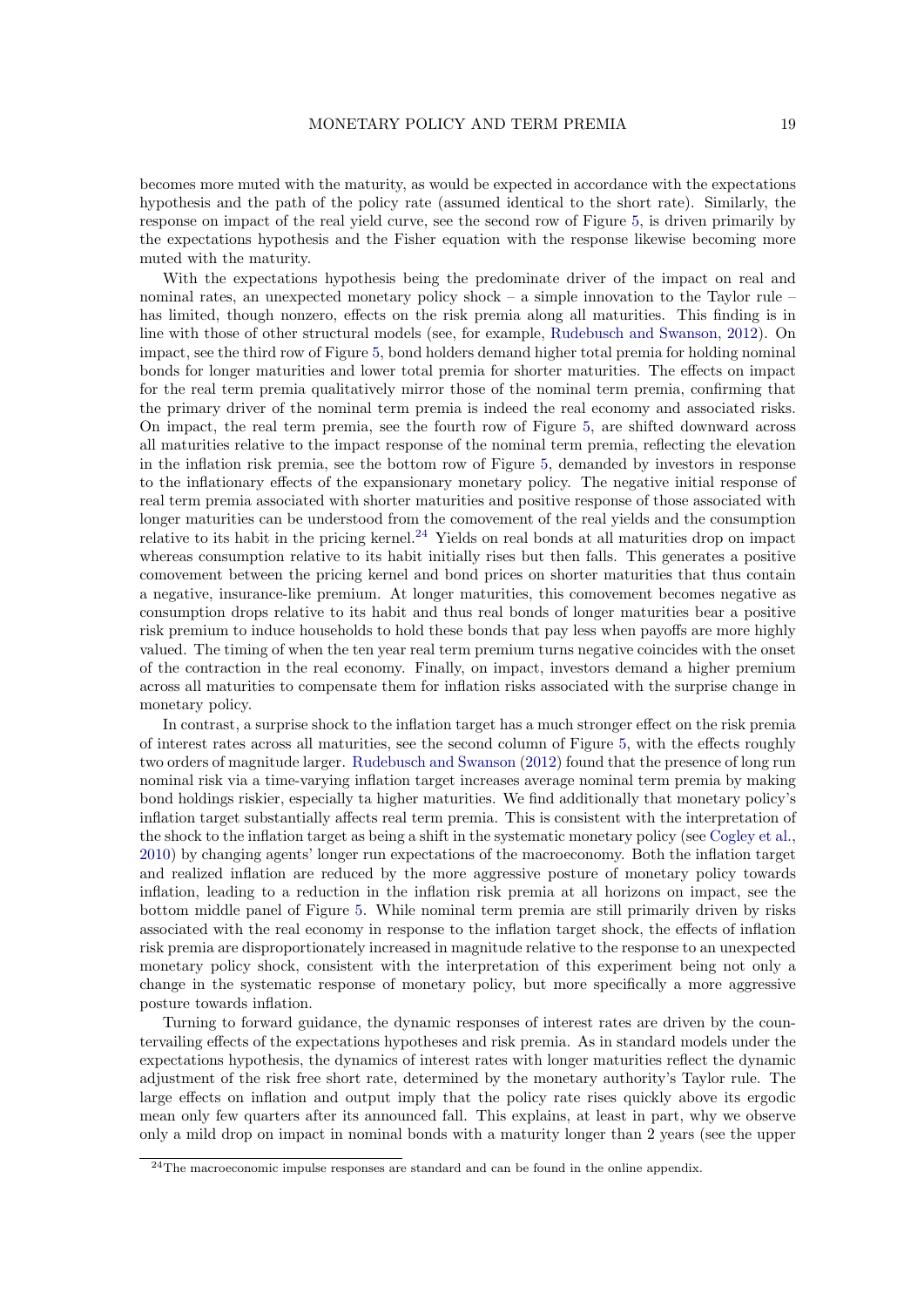becomes more muted with the maturity, as would be expected in accordance with the expectations hypothesis and the path of the policy rate (assumed identical to the short rate). Similarly, the response on impact of the real yield curve, see the second row of Figure 5, is driven primarily by the expectations hypothesis and the Fisher equation with the response likewise becoming more muted with the maturity.

With the expectations hypothesis being the predominate driver of the impact on real and nominal rates, an unexpected monetary policy shock – a simple innovation to the Taylor rule – has limited, though nonzero, effects on the risk premia along all maturities. This finding is in line with those of other structural models (see, for example, Rudebusch and Swanson, 2012). On impact, see the third row of Figure 5, bond holders demand higher total premia for holding nominal bonds for longer maturities and lower total premia for shorter maturities. The effects on impact for the real term premia qualitatively mirror those of the nominal term premia, confirming that the primary driver of the nominal term premia is indeed the real economy and associated risks. On impact, the real term premia, see the fourth row of Figure 5, are shifted downward across all maturities relative to the impact response of the nominal term premia, reflecting the elevation in the inflation risk premia, see the bottom row of Figure 5, demanded by investors in response to the inflationary effects of the expansionary monetary policy. The negative initial response of real term premia associated with shorter maturities and positive response of those associated with longer maturities can be understood from the comovement of the real yields and the consumption relative to its habit in the pricing kernel.[24] Yields on real bonds at all maturities drop on impact whereas consumption relative to its habit initially rises but then falls. This generates a positive comovement between the pricing kernel and bond prices on shorter maturities that thus contain a negative, insurance-like premium. At longer maturities, this comovement becomes negative as consumption drops relative to its habit and thus real bonds of longer maturities bear a positive risk premium to induce households to hold these bonds that pay less when payoffs are more highly valued. The timing of when the ten year real term premium turns negative coincides with the onset of the contraction in the real economy. Finally, on impact, investors demand a higher premium across all maturities to compensate them for inflation risks associated with the surprise change in monetary policy.

In contrast, a surprise shock to the inflation target has a much stronger effect on the risk premia of interest rates across all maturities, see the second column of Figure 5, with the effects roughly two orders of magnitude larger. Rudebusch and Swanson (2012) found that the presence of long run nominal risk via a time-varying inflation target increases average nominal term premia by making bond holdings riskier, especially ta higher maturities. We find additionally that monetary policy's inflation target substantially affects real term premia. This is consistent with the interpretation of the shock to the inflation target as being a shift in the systematic monetary policy (see Cogley et al., 2010) by changing agents' longer run expectations of the macroeconomy. Both the inflation target and realized inflation are reduced by the more aggressive posture of monetary policy towards inflation, leading to a reduction in the inflation risk premia at all horizons on impact, see the bottom middle panel of Figure 5. While nominal term premia are still primarily driven by risks associated with the real economy in response to the inflation target shock, the effects of inflation risk premia are disproportionately increased in magnitude relative to the response to an unexpected monetary policy shock, consistent with the interpretation of this experiment being not only a change in the systematic response of monetary policy, but more specifically a more aggressive posture towards inflation.

Turning to forward guidance, the dynamic responses of interest rates are driven by the countervailing effects of the expectations hypotheses and risk premia. As in standard models under the expectations hypothesis, the dynamics of interest rates with longer maturities reflect the dynamic adjustment of the risk free short rate, determined by the monetary authority's Taylor rule. The large effects on inflation and output imply that the policy rate rises quickly above its ergodic mean only few quarters after its announced fall. This explains, at least in part, why we observe only a mild drop on impact in nominal bonds with a maturity longer than 2 years (see the upper

[24] The macroeconomic impulse responses are standard and can be found in the online appendix.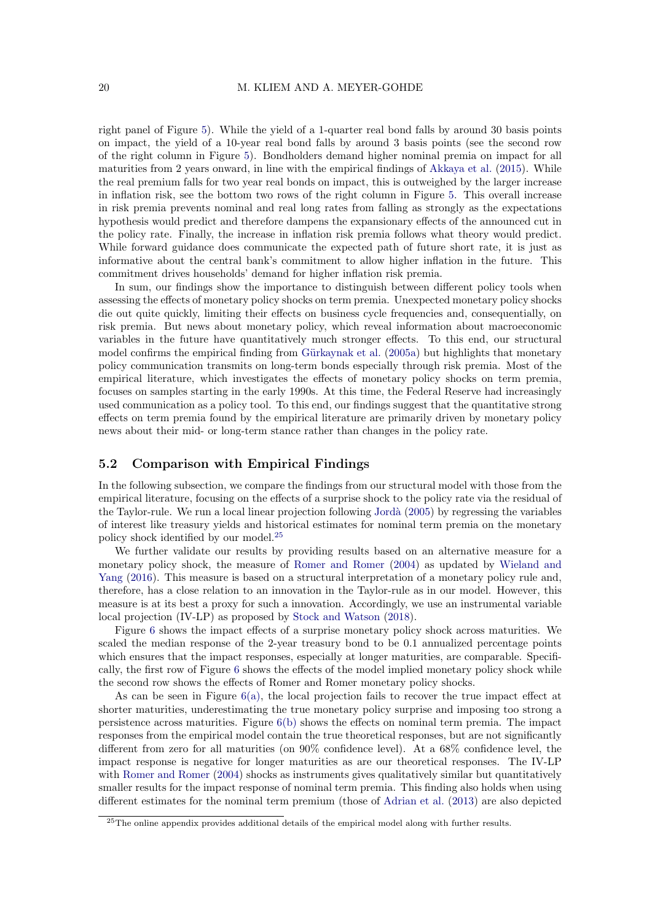right panel of Figure 5). While the yield of a 1-quarter real bond falls by around 30 basis points on impact, the yield of a 10-year real bond falls by around 3 basis points (see the second row of the right column in Figure 5). Bondholders demand higher nominal premia on impact for all maturities from 2 years onward, in line with the empirical findings of Akkaya et al. (2015). While the real premium falls for two year real bonds on impact, this is outweighed by the larger increase in inflation risk, see the bottom two rows of the right column in Figure 5. This overall increase in risk premia prevents nominal and real long rates from falling as strongly as the expectations hypothesis would predict and therefore dampens the expansionary effects of the announced cut in the policy rate. Finally, the increase in inflation risk premia follows what theory would predict. While forward guidance does communicate the expected path of future short rate, it is just as informative about the central bank's commitment to allow higher inflation in the future. This commitment drives households' demand for higher inflation risk premia.

In sum, our findings show the importance to distinguish between different policy tools when assessing the effects of monetary policy shocks on term premia. Unexpected monetary policy shocks die out quite quickly, limiting their effects on business cycle frequencies and, consequentially, on risk premia. But news about monetary policy, which reveal information about macroeconomic variables in the future have quantitatively much stronger effects. To this end, our structural model confirms the empirical finding from Gürkaynak et al. (2005a) but highlights that monetary policy communication transmits on long-term bonds especially through risk premia. Most of the empirical literature, which investigates the effects of monetary policy shocks on term premia, focuses on samples starting in the early 1990s. At this time, the Federal Reserve had increasingly used communication as a policy tool. To this end, our findings suggest that the quantitative strong effects on term premia found by the empirical literature are primarily driven by monetary policy news about their mid- or long-term stance rather than changes in the policy rate.

## 5.2 Comparison with Empirical Findings

In the following subsection, we compare the findings from our structural model with those from the empirical literature, focusing on the effects of a surprise shock to the policy rate via the residual of the Taylor-rule. We run a local linear projection following Jordà (2005) by regressing the variables of interest like treasury yields and historical estimates for nominal term premia on the monetary policy shock identified by our model.[25]

We further validate our results by providing results based on an alternative measure for a monetary policy shock, the measure of Romer and Romer (2004) as updated by Wieland and Yang (2016). This measure is based on a structural interpretation of a monetary policy rule and, therefore, has a close relation to an innovation in the Taylor-rule as in our model. However, this measure is at its best a proxy for such a innovation. Accordingly, we use an instrumental variable local projection (IV-LP) as proposed by Stock and Watson (2018).

Figure 6 shows the impact effects of a surprise monetary policy shock across maturities. We scaled the median response of the 2-year treasury bond to be 0.1 annualized percentage points which ensures that the impact responses, especially at longer maturities, are comparable. Specifically, the first row of Figure 6 shows the effects of the model implied monetary policy shock while the second row shows the effects of Romer and Romer monetary policy shocks.

As can be seen in Figure 6(a), the local projection fails to recover the true impact effect at shorter maturities, underestimating the true monetary policy surprise and imposing too strong a persistence across maturities. Figure 6(b) shows the effects on nominal term premia. The impact responses from the empirical model contain the true theoretical responses, but are not significantly different from zero for all maturities (on 90% confidence level). At a 68% confidence level, the impact response is negative for longer maturities as are our theoretical responses. The IV-LP with Romer and Romer (2004) shocks as instruments gives qualitatively similar but quantitatively smaller results for the impact response of nominal term premia. This finding also holds when using different estimates for the nominal term premium (those of Adrian et al. (2013) are also depicted

[25] The online appendix provides additional details of the empirical model along with further results.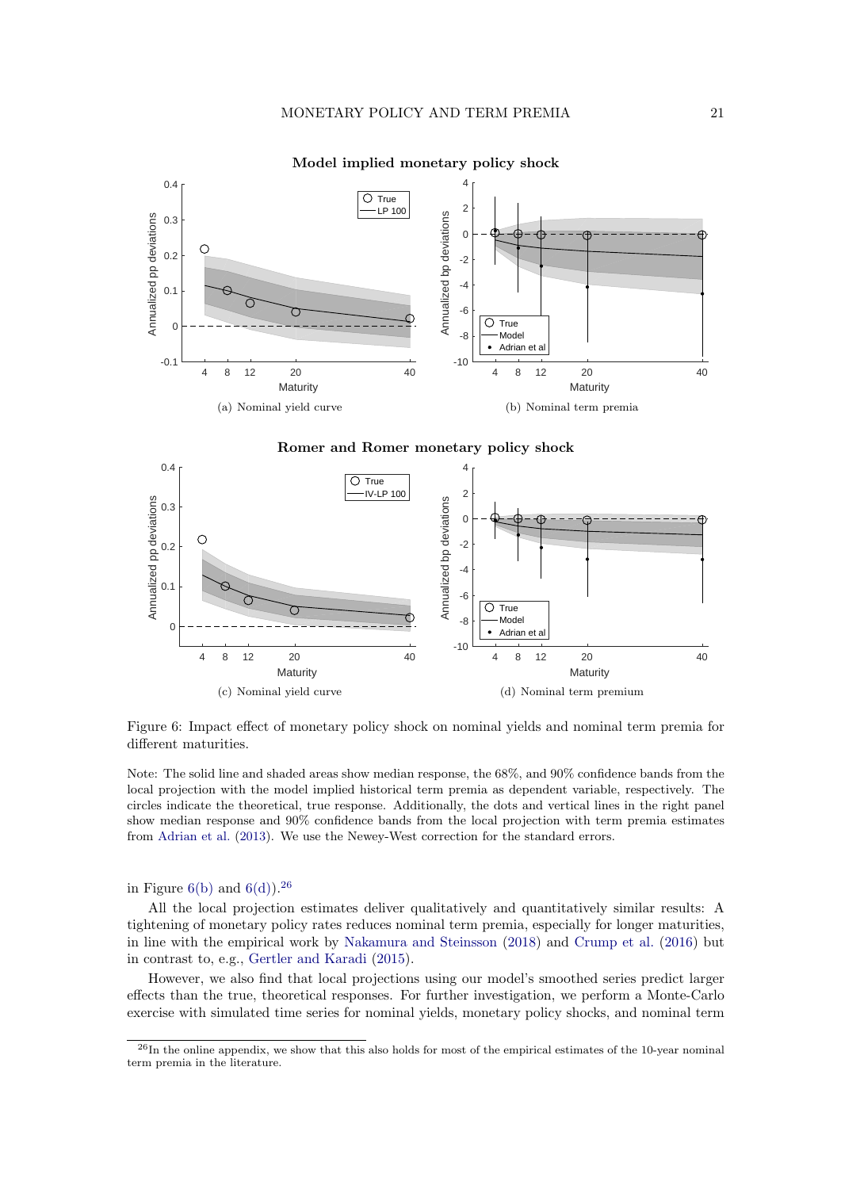**Model implied monetary policy shock**

(a) Nominal yield curve

(b) Nominal term premia

**Romer and Romer monetary policy shock**

(c) Nominal yield curve

(d) Nominal term premium

Figure 6: Impact effect of monetary policy shock on nominal yields and nominal term premia for different maturities.

Note: The solid line and shaded areas show median response, the 68%, and 90% confidence bands from the local projection with the model implied historical term premia as dependent variable, respectively. The circles indicate the theoretical, true response. Additionally, the dots and vertical lines in the right panel show median response and 90% confidence bands from the local projection with term premia estimates from Adrian et al. (2013). We use the Newey-West correction for the standard errors.

in Figure 6(b) and 6(d)).[26]

All the local projection estimates deliver qualitatively and quantitatively similar results: A tightening of monetary policy rates reduces nominal term premia, especially for longer maturities, in line with the empirical work by Nakamura and Steinsson (2018) and Crump et al. (2016) but in contrast to, e.g., Gertler and Karadi (2015).

However, we also find that local projections using our model's smoothed series predict larger effects than the true, theoretical responses. For further investigation, we perform a Monte-Carlo exercise with simulated time series for nominal yields, monetary policy shocks, and nominal term

[26] In the online appendix, we show that this also holds for most of the empirical estimates of the 10-year nominal term premia in the literature.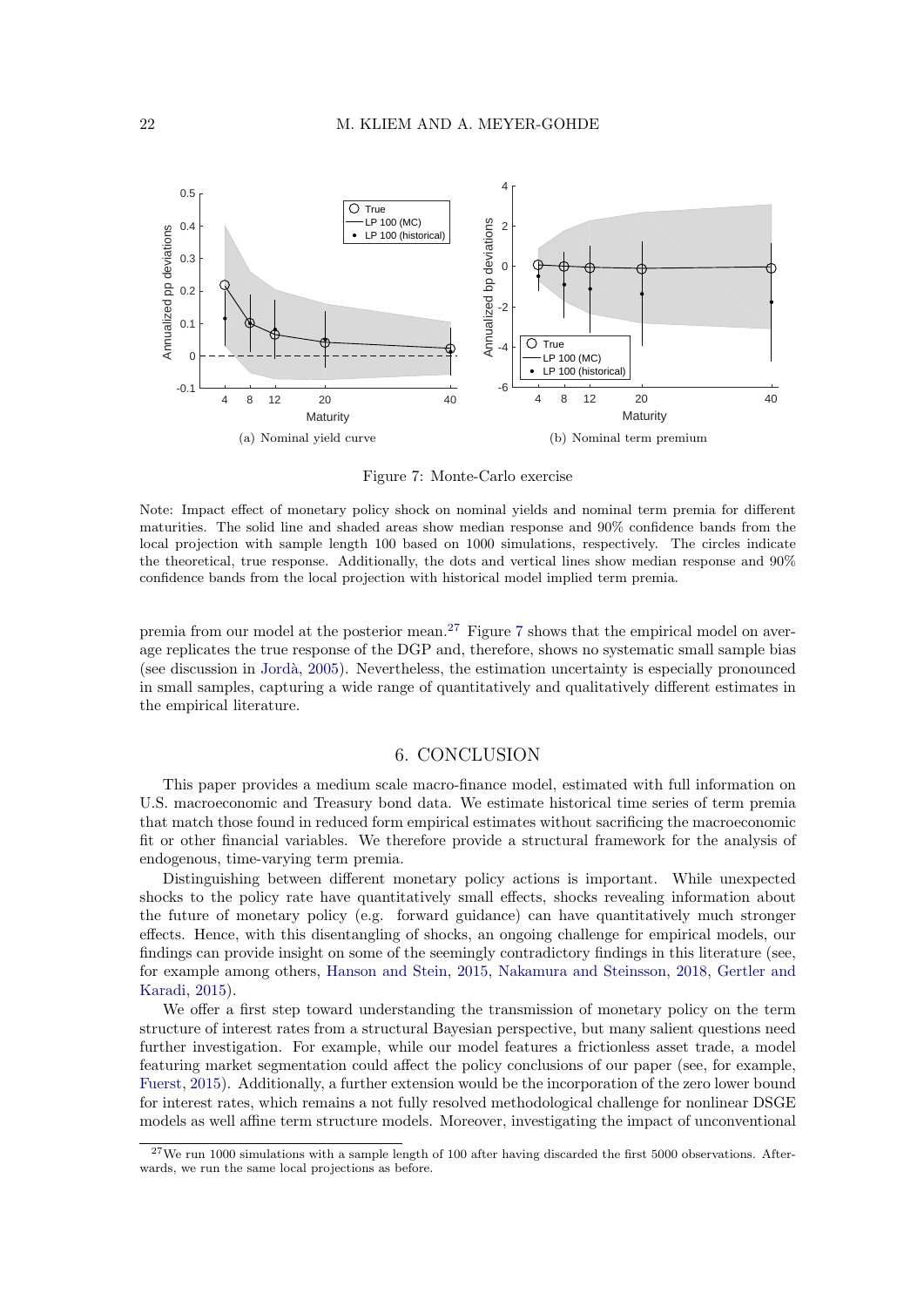(a) Nominal yield curve

(b) Nominal term premium

Figure 7: Monte-Carlo exercise

Note: Impact effect of monetary policy shock on nominal yields and nominal term premia for different maturities. The solid line and shaded areas show median response and 90% confidence bands from the local projection with sample length 100 based on 1000 simulations, respectively. The circles indicate the theoretical, true response. Additionally, the dots and vertical lines show median response and 90% confidence bands from the local projection with historical model implied term premia.

premia from our model at the posterior mean.[27] Figure 7 shows that the empirical model on average replicates the true response of the DGP and, therefore, shows no systematic small sample bias (see discussion in Jordà, 2005). Nevertheless, the estimation uncertainty is especially pronounced in small samples, capturing a wide range of quantitatively and qualitatively different estimates in the empirical literature.

## 6. CONCLUSION

This paper provides a medium scale macro-finance model, estimated with full information on U.S. macroeconomic and Treasury bond data. We estimate historical time series of term premia that match those found in reduced form empirical estimates without sacrificing the macroeconomic fit or other financial variables. We therefore provide a structural framework for the analysis of endogenous, time-varying term premia.

Distinguishing between different monetary policy actions is important. While unexpected shocks to the policy rate have quantitatively small effects, shocks revealing information about the future of monetary policy (e.g. forward guidance) can have quantitatively much stronger effects. Hence, with this disentangling of shocks, an ongoing challenge for empirical models, our findings can provide insight on some of the seemingly contradictory findings in this literature (see, for example among others, Hanson and Stein, 2015, Nakamura and Steinsson, 2018, Gertler and Karadi, 2015).

We offer a first step toward understanding the transmission of monetary policy on the term structure of interest rates from a structural Bayesian perspective, but many salient questions need further investigation. For example, while our model features a frictionless asset trade, a model featuring market segmentation could affect the policy conclusions of our paper (see, for example, Fuerst, 2015). Additionally, a further extension would be the incorporation of the zero lower bound for interest rates, which remains a not fully resolved methodological challenge for nonlinear DSGE models as well affine term structure models. Moreover, investigating the impact of unconventional

[27] We run 1000 simulations with a sample length of 100 after having discarded the first 5000 observations. Afterwards, we run the same local projections as before.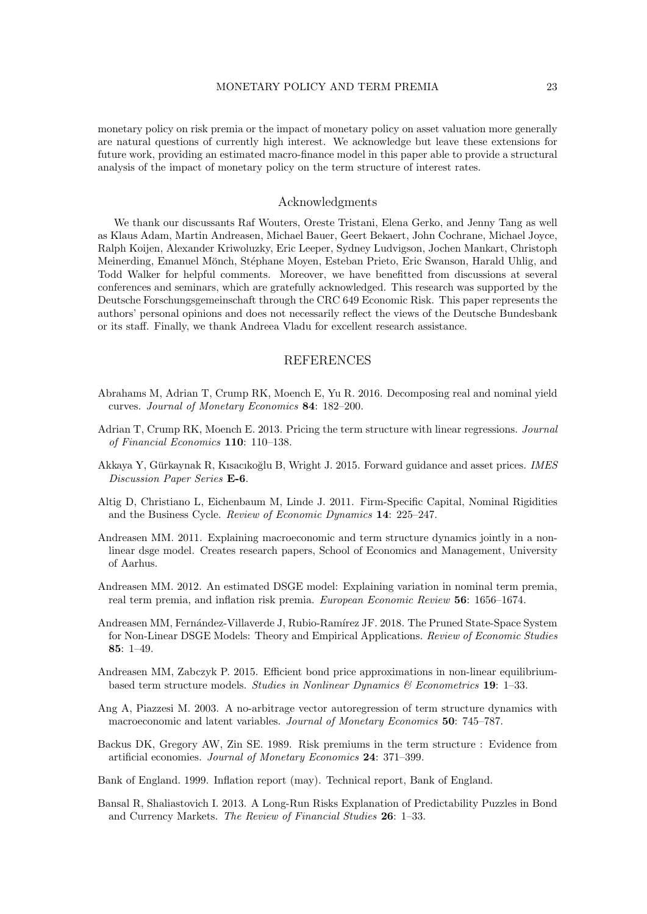monetary policy on risk premia or the impact of monetary policy on asset valuation more generally are natural questions of currently high interest. We acknowledge but leave these extensions for future work, providing an estimated macro-finance model in this paper able to provide a structural analysis of the impact of monetary policy on the term structure of interest rates.

## Acknowledgments

We thank our discussants Raf Wouters, Oreste Tristani, Elena Gerko, and Jenny Tang as well as Klaus Adam, Martin Andreasen, Michael Bauer, Geert Bekaert, John Cochrane, Michael Joyce, Ralph Koijen, Alexander Kriwoluzky, Eric Leeper, Sydney Ludvigson, Jochen Mankart, Christoph Meinerding, Emanuel Mönch, Stéphane Moyen, Esteban Prieto, Eric Swanson, Harald Uhlig, and Todd Walker for helpful comments. Moreover, we have benefitted from discussions at several conferences and seminars, which are gratefully acknowledged. This research was supported by the Deutsche Forschungsgemeinschaft through the CRC 649 Economic Risk. This paper represents the authors' personal opinions and does not necessarily reflect the views of the Deutsche Bundesbank or its staff. Finally, we thank Andreea Vladu for excellent research assistance.

## REFERENCES

Abrahams M, Adrian T, Crump RK, Moench E, Yu R. 2016. Decomposing real and nominal yield curves. *Journal of Monetary Economics* **84**: 182–200.

Adrian T, Crump RK, Moench E. 2013. Pricing the term structure with linear regressions. *Journal of Financial Economics* **110**: 110–138.

Akkaya Y, Gürkaynak R, Kısacıkoğlu B, Wright J. 2015. Forward guidance and asset prices. *IMES Discussion Paper Series* **E-6**.

Altig D, Christiano L, Eichenbaum M, Linde J. 2011. Firm-Specific Capital, Nominal Rigidities and the Business Cycle. *Review of Economic Dynamics* **14**: 225–247.

Andreasen MM. 2011. Explaining macroeconomic and term structure dynamics jointly in a non-linear dsge model. Creates research papers, School of Economics and Management, University of Aarhus.

Andreasen MM. 2012. An estimated DSGE model: Explaining variation in nominal term premia, real term premia, and inflation risk premia. *European Economic Review* **56**: 1656–1674.

Andreasen MM, Fernández-Villaverde J, Rubio-Ramírez JF. 2018. The Pruned State-Space System for Non-Linear DSGE Models: Theory and Empirical Applications. *Review of Economic Studies* **85**: 1–49.

Andreasen MM, Zabczyk P. 2015. Efficient bond price approximations in non-linear equilibrium-based term structure models. *Studies in Nonlinear Dynamics & Econometrics* **19**: 1–33.

Ang A, Piazzesi M. 2003. A no-arbitrage vector autoregression of term structure dynamics with macroeconomic and latent variables. *Journal of Monetary Economics* **50**: 745–787.

Backus DK, Gregory AW, Zin SE. 1989. Risk premiums in the term structure : Evidence from artificial economies. *Journal of Monetary Economics* **24**: 371–399.

Bank of England. 1999. Inflation report (may). Technical report, Bank of England.

Bansal R, Shaliastovich I. 2013. A Long-Run Risks Explanation of Predictability Puzzles in Bond and Currency Markets. *The Review of Financial Studies* **26**: 1–33.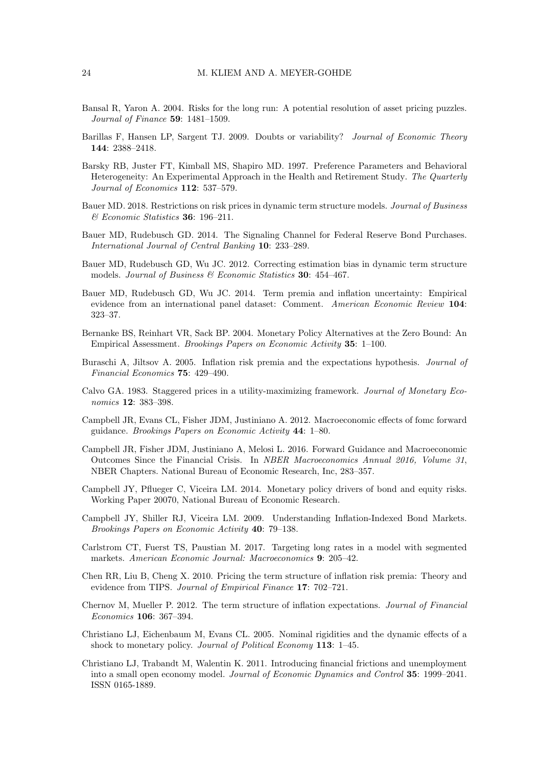Bansal R, Yaron A. 2004. Risks for the long run: A potential resolution of asset pricing puzzles. *Journal of Finance* **59**: 1481–1509.

Barillas F, Hansen LP, Sargent TJ. 2009. Doubts or variability? *Journal of Economic Theory* **144**: 2388–2418.

Barsky RB, Juster FT, Kimball MS, Shapiro MD. 1997. Preference Parameters and Behavioral Heterogeneity: An Experimental Approach in the Health and Retirement Study. *The Quarterly Journal of Economics* **112**: 537–579.

Bauer MD. 2018. Restrictions on risk prices in dynamic term structure models. *Journal of Business & Economic Statistics* **36**: 196–211.

Bauer MD, Rudebusch GD. 2014. The Signaling Channel for Federal Reserve Bond Purchases. *International Journal of Central Banking* **10**: 233–289.

Bauer MD, Rudebusch GD, Wu JC. 2012. Correcting estimation bias in dynamic term structure models. *Journal of Business & Economic Statistics* **30**: 454–467.

Bauer MD, Rudebusch GD, Wu JC. 2014. Term premia and inflation uncertainty: Empirical evidence from an international panel dataset: Comment. *American Economic Review* **104**: 323–37.

Bernanke BS, Reinhart VR, Sack BP. 2004. Monetary Policy Alternatives at the Zero Bound: An Empirical Assessment. *Brookings Papers on Economic Activity* **35**: 1–100.

Buraschi A, Jiltsov A. 2005. Inflation risk premia and the expectations hypothesis. *Journal of Financial Economics* **75**: 429–490.

Calvo GA. 1983. Staggered prices in a utility-maximizing framework. *Journal of Monetary Economics* **12**: 383–398.

Campbell JR, Evans CL, Fisher JDM, Justiniano A. 2012. Macroeconomic effects of fomc forward guidance. *Brookings Papers on Economic Activity* **44**: 1–80.

Campbell JR, Fisher JDM, Justiniano A, Melosi L. 2016. Forward Guidance and Macroeconomic Outcomes Since the Financial Crisis. In *NBER Macroeconomics Annual 2016, Volume 31*, NBER Chapters. National Bureau of Economic Research, Inc, 283–357.

Campbell JY, Pflueger C, Viceira LM. 2014. Monetary policy drivers of bond and equity risks. Working Paper 20070, National Bureau of Economic Research.

Campbell JY, Shiller RJ, Viceira LM. 2009. Understanding Inflation-Indexed Bond Markets. *Brookings Papers on Economic Activity* **40**: 79–138.

Carlstrom CT, Fuerst TS, Paustian M. 2017. Targeting long rates in a model with segmented markets. *American Economic Journal: Macroeconomics* **9**: 205–42.

Chen RR, Liu B, Cheng X. 2010. Pricing the term structure of inflation risk premia: Theory and evidence from TIPS. *Journal of Empirical Finance* **17**: 702–721.

Chernov M, Mueller P. 2012. The term structure of inflation expectations. *Journal of Financial Economics* **106**: 367–394.

Christiano LJ, Eichenbaum M, Evans CL. 2005. Nominal rigidities and the dynamic effects of a shock to monetary policy. *Journal of Political Economy* **113**: 1–45.

Christiano LJ, Trabandt M, Walentin K. 2011. Introducing financial frictions and unemployment into a small open economy model. *Journal of Economic Dynamics and Control* **35**: 1999–2041. ISSN 0165-1889.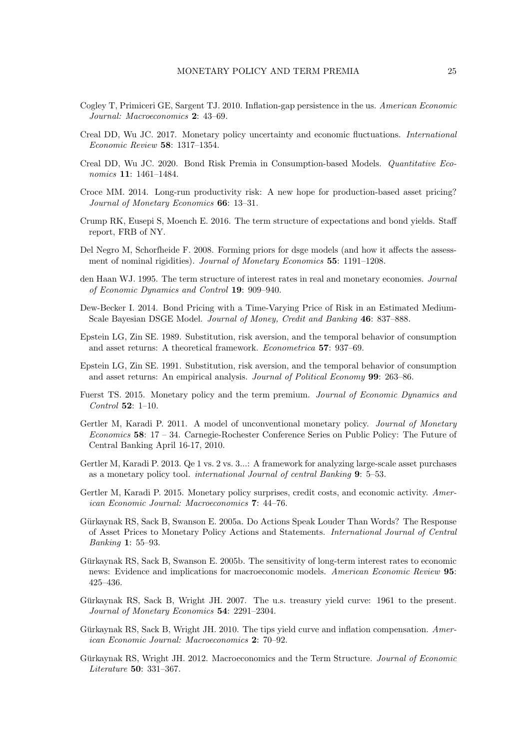Cogley T, Primiceri GE, Sargent TJ. 2010. Inflation-gap persistence in the us. *American Economic Journal: Macroeconomics* **2**: 43–69.

Creal DD, Wu JC. 2017. Monetary policy uncertainty and economic fluctuations. *International Economic Review* **58**: 1317–1354.

Creal DD, Wu JC. 2020. Bond Risk Premia in Consumption-based Models. *Quantitative Economics* **11**: 1461–1484.

Croce MM. 2014. Long-run productivity risk: A new hope for production-based asset pricing? *Journal of Monetary Economics* **66**: 13–31.

Crump RK, Eusepi S, Moench E. 2016. The term structure of expectations and bond yields. Staff report, FRB of NY.

Del Negro M, Schorfheide F. 2008. Forming priors for dsge models (and how it affects the assessment of nominal rigidities). *Journal of Monetary Economics* **55**: 1191–1208.

den Haan WJ. 1995. The term structure of interest rates in real and monetary economies. *Journal of Economic Dynamics and Control* **19**: 909–940.

Dew-Becker I. 2014. Bond Pricing with a Time-Varying Price of Risk in an Estimated Medium-Scale Bayesian DSGE Model. *Journal of Money, Credit and Banking* **46**: 837–888.

Epstein LG, Zin SE. 1989. Substitution, risk aversion, and the temporal behavior of consumption and asset returns: A theoretical framework. *Econometrica* **57**: 937–69.

Epstein LG, Zin SE. 1991. Substitution, risk aversion, and the temporal behavior of consumption and asset returns: An empirical analysis. *Journal of Political Economy* **99**: 263–86.

Fuerst TS. 2015. Monetary policy and the term premium. *Journal of Economic Dynamics and Control* **52**: 1–10.

Gertler M, Karadi P. 2011. A model of unconventional monetary policy. *Journal of Monetary Economics* **58**: 17 – 34. Carnegie-Rochester Conference Series on Public Policy: The Future of Central Banking April 16-17, 2010.

Gertler M, Karadi P. 2013. Qe 1 vs. 2 vs. 3...: A framework for analyzing large-scale asset purchases as a monetary policy tool. *international Journal of central Banking* **9**: 5–53.

Gertler M, Karadi P. 2015. Monetary policy surprises, credit costs, and economic activity. *American Economic Journal: Macroeconomics* **7**: 44–76.

Gürkaynak RS, Sack B, Swanson E. 2005a. Do Actions Speak Louder Than Words? The Response of Asset Prices to Monetary Policy Actions and Statements. *International Journal of Central Banking* **1**: 55–93.

Gürkaynak RS, Sack B, Swanson E. 2005b. The sensitivity of long-term interest rates to economic news: Evidence and implications for macroeconomic models. *American Economic Review* **95**: 425–436.

Gürkaynak RS, Sack B, Wright JH. 2007. The u.s. treasury yield curve: 1961 to the present. *Journal of Monetary Economics* **54**: 2291–2304.

Gürkaynak RS, Sack B, Wright JH. 2010. The tips yield curve and inflation compensation. *American Economic Journal: Macroeconomics* **2**: 70–92.

Gürkaynak RS, Wright JH. 2012. Macroeconomics and the Term Structure. *Journal of Economic Literature* **50**: 331–367.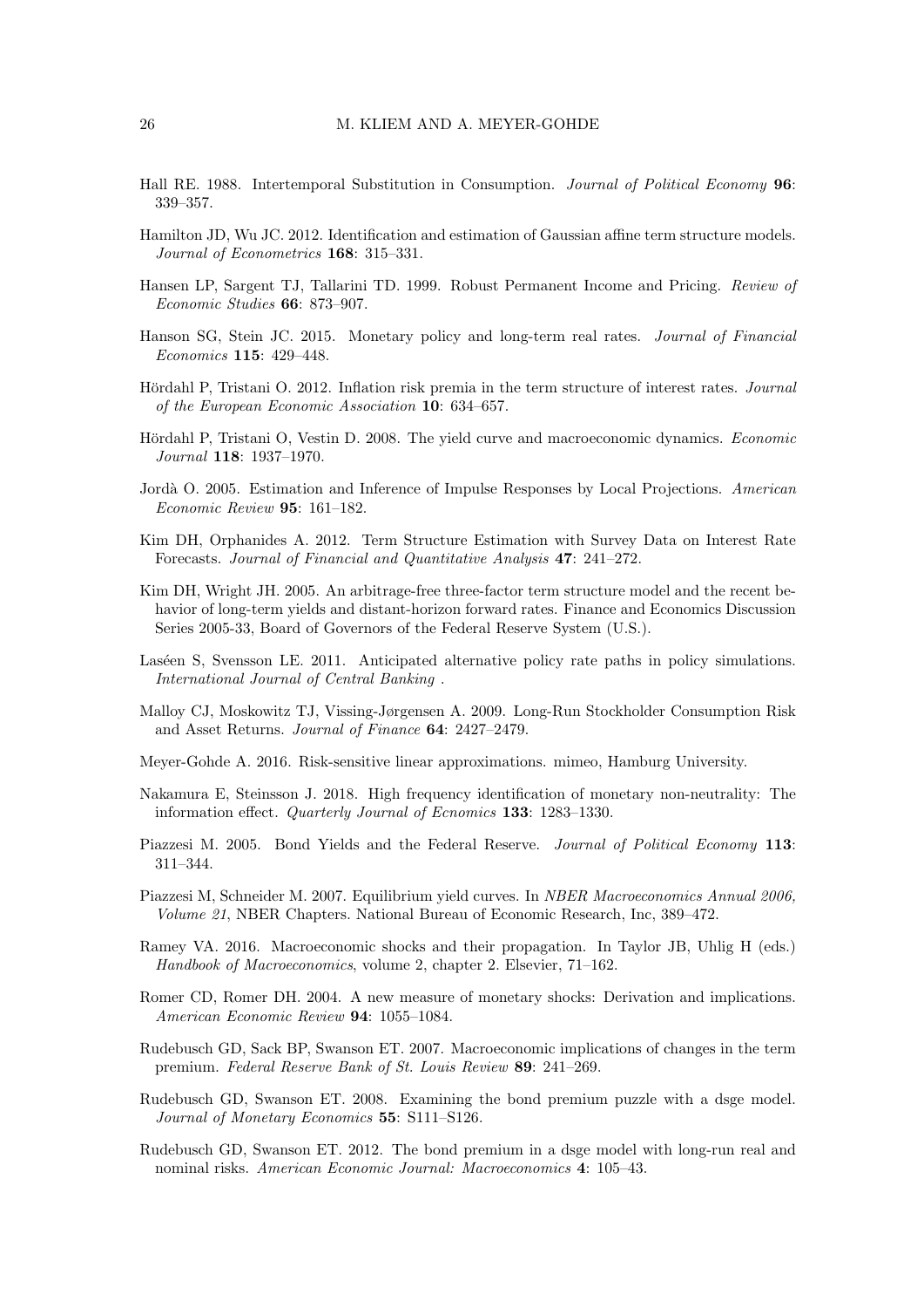Hall RE. 1988. Intertemporal Substitution in Consumption. *Journal of Political Economy* **96**: 339–357.

Hamilton JD, Wu JC. 2012. Identification and estimation of Gaussian affine term structure models. *Journal of Econometrics* **168**: 315–331.

Hansen LP, Sargent TJ, Tallarini TD. 1999. Robust Permanent Income and Pricing. *Review of Economic Studies* **66**: 873–907.

Hanson SG, Stein JC. 2015. Monetary policy and long-term real rates. *Journal of Financial Economics* **115**: 429–448.

Hördahl P, Tristani O. 2012. Inflation risk premia in the term structure of interest rates. *Journal of the European Economic Association* **10**: 634–657.

Hördahl P, Tristani O, Vestin D. 2008. The yield curve and macroeconomic dynamics. *Economic Journal* **118**: 1937–1970.

Jordà O. 2005. Estimation and Inference of Impulse Responses by Local Projections. *American Economic Review* **95**: 161–182.

Kim DH, Orphanides A. 2012. Term Structure Estimation with Survey Data on Interest Rate Forecasts. *Journal of Financial and Quantitative Analysis* **47**: 241–272.

Kim DH, Wright JH. 2005. An arbitrage-free three-factor term structure model and the recent behavior of long-term yields and distant-horizon forward rates. Finance and Economics Discussion Series 2005-33, Board of Governors of the Federal Reserve System (U.S.).

Laséen S, Svensson LE. 2011. Anticipated alternative policy rate paths in policy simulations. *International Journal of Central Banking* .

Malloy CJ, Moskowitz TJ, Vissing-Jørgensen A. 2009. Long-Run Stockholder Consumption Risk and Asset Returns. *Journal of Finance* **64**: 2427–2479.

Meyer-Gohde A. 2016. Risk-sensitive linear approximations. mimeo, Hamburg University.

Nakamura E, Steinsson J. 2018. High frequency identification of monetary non-neutrality: The information effect. *Quarterly Journal of Ecnomics* **133**: 1283–1330.

Piazzesi M. 2005. Bond Yields and the Federal Reserve. *Journal of Political Economy* **113**: 311–344.

Piazzesi M, Schneider M. 2007. Equilibrium yield curves. In *NBER Macroeconomics Annual 2006, Volume 21*, NBER Chapters. National Bureau of Economic Research, Inc, 389–472.

Ramey VA. 2016. Macroeconomic shocks and their propagation. In Taylor JB, Uhlig H (eds.) *Handbook of Macroeconomics*, volume 2, chapter 2. Elsevier, 71–162.

Romer CD, Romer DH. 2004. A new measure of monetary shocks: Derivation and implications. *American Economic Review* **94**: 1055–1084.

Rudebusch GD, Sack BP, Swanson ET. 2007. Macroeconomic implications of changes in the term premium. *Federal Reserve Bank of St. Louis Review* **89**: 241–269.

Rudebusch GD, Swanson ET. 2008. Examining the bond premium puzzle with a dsge model. *Journal of Monetary Economics* **55**: S111–S126.

Rudebusch GD, Swanson ET. 2012. The bond premium in a dsge model with long-run real and nominal risks. *American Economic Journal: Macroeconomics* **4**: 105–43.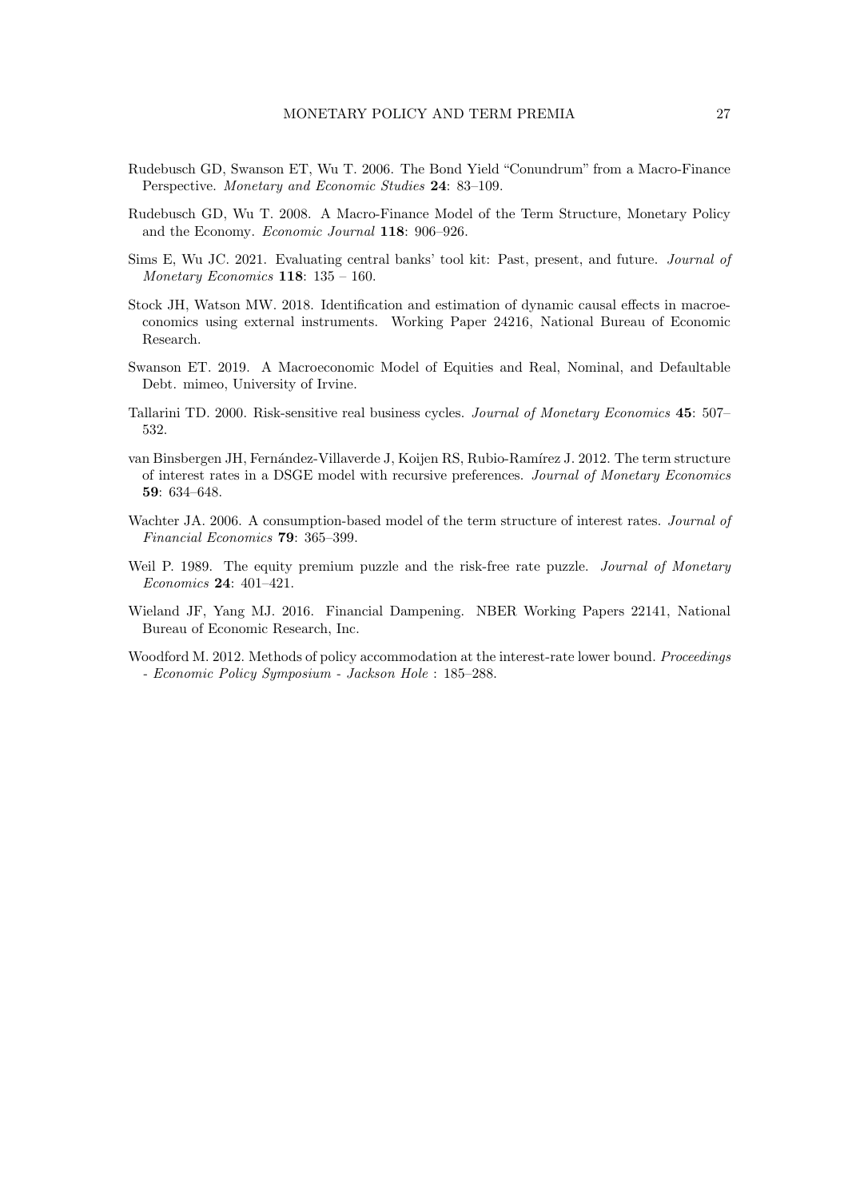Rudebusch GD, Swanson ET, Wu T. 2006. The Bond Yield "Conundrum" from a Macro-Finance Perspective. *Monetary and Economic Studies* **24**: 83–109.

Rudebusch GD, Wu T. 2008. A Macro-Finance Model of the Term Structure, Monetary Policy and the Economy. *Economic Journal* **118**: 906–926.

Sims E, Wu JC. 2021. Evaluating central banks' tool kit: Past, present, and future. *Journal of Monetary Economics* **118**: 135 – 160.

Stock JH, Watson MW. 2018. Identification and estimation of dynamic causal effects in macroeconomics using external instruments. Working Paper 24216, National Bureau of Economic Research.

Swanson ET. 2019. A Macroeconomic Model of Equities and Real, Nominal, and Defaultable Debt. mimeo, University of Irvine.

Tallarini TD. 2000. Risk-sensitive real business cycles. *Journal of Monetary Economics* **45**: 507–532.

van Binsbergen JH, Fernández-Villaverde J, Koijen RS, Rubio-Ramírez J. 2012. The term structure of interest rates in a DSGE model with recursive preferences. *Journal of Monetary Economics* **59**: 634–648.

Wachter JA. 2006. A consumption-based model of the term structure of interest rates. *Journal of Financial Economics* **79**: 365–399.

Weil P. 1989. The equity premium puzzle and the risk-free rate puzzle. *Journal of Monetary Economics* **24**: 401–421.

Wieland JF, Yang MJ. 2016. Financial Dampening. NBER Working Papers 22141, National Bureau of Economic Research, Inc.

Woodford M. 2012. Methods of policy accommodation at the interest-rate lower bound. *Proceedings - Economic Policy Symposium - Jackson Hole* : 185–288.